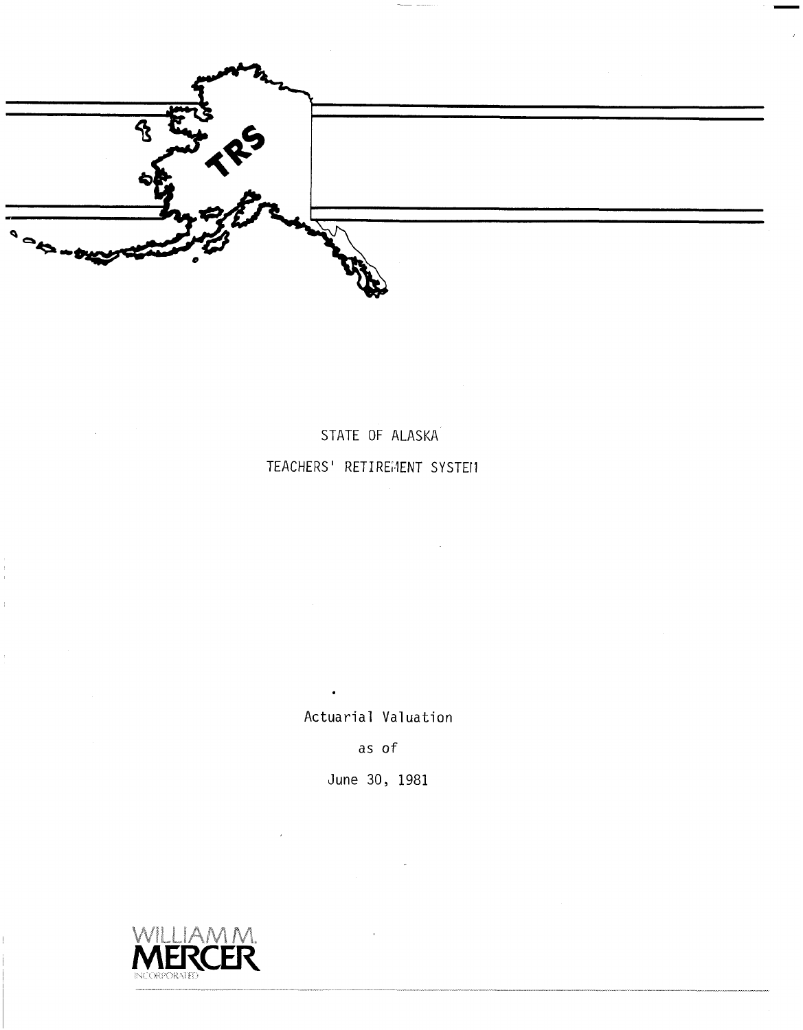TRS

STATE OF ALASKA

TEACHERS' RETIREMENT SYSTEM

Actuarial Valuation

as of

June 30, 1981

WILLIAM M.
MERCER
INCORPORATED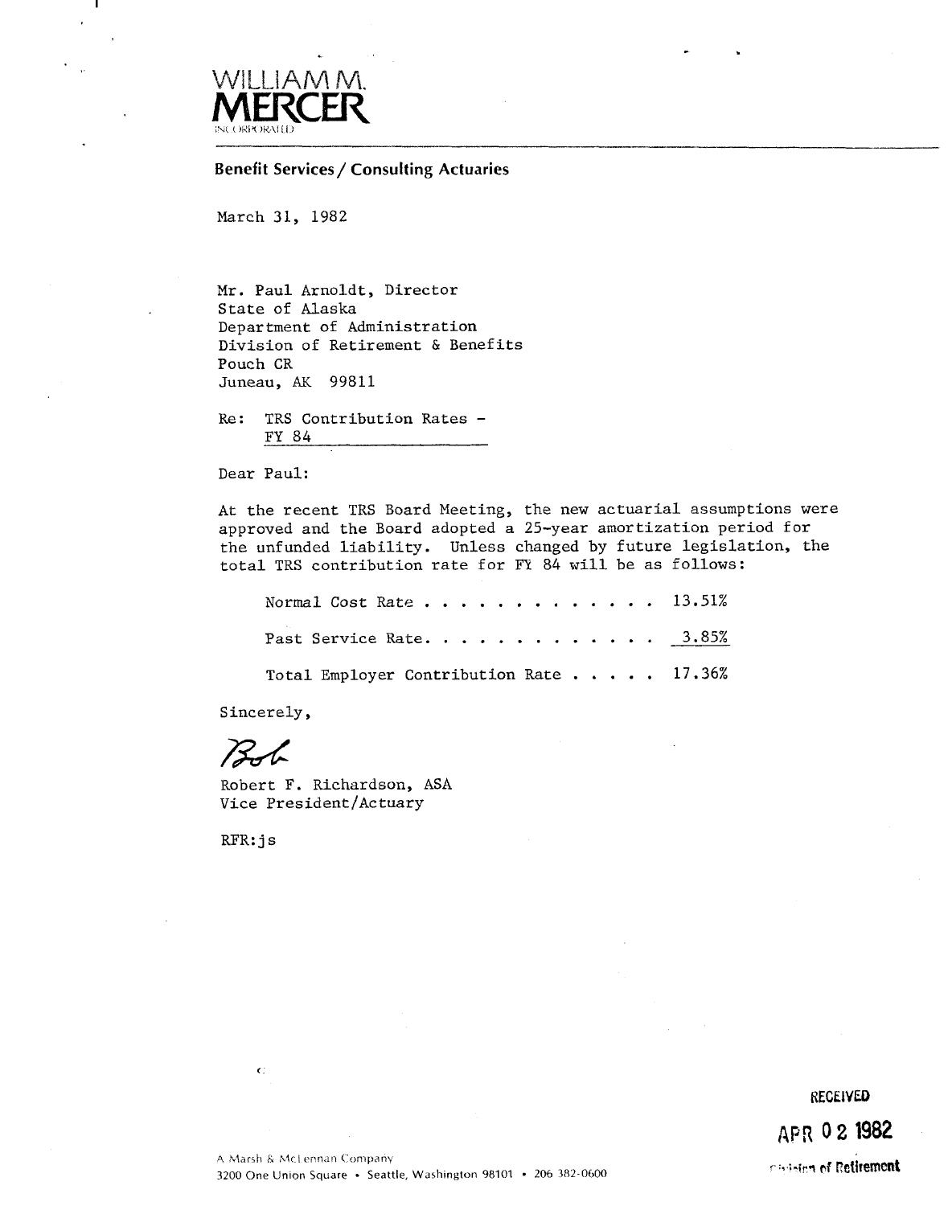WILLIAM M.
**MERCER**
INCORPORATED

**Benefit Services / Consulting Actuaries**

March 31, 1982

Mr. Paul Arnoldt, Director
State of Alaska
Department of Administration
Division of Retirement & Benefits
Pouch CR
Juneau, AK 99811

Re: TRS Contribution Rates - FY 84

Dear Paul:

At the recent TRS Board Meeting, the new actuarial assumptions were approved and the Board adopted a 25-year amortization period for the unfunded liability. Unless changed by future legislation, the total TRS contribution rate for FY 84 will be as follows:

| | |
|---|---|
| Normal Cost Rate . . . . . . . . . . . . . . | 13.51% |
| Past Service Rate. . . . . . . . . . . . . . | 3.85% |
| Total Employer Contribution Rate . . . . . | 17.36% |

Sincerely,

Bob

Robert F. Richardson, ASA
Vice President/Actuary

RFR:js

RECEIVED
APR 02 1982
Division of Retirement

A Marsh & McLennan Company
3200 One Union Square • Seattle, Washington 98101 • 206 382-0600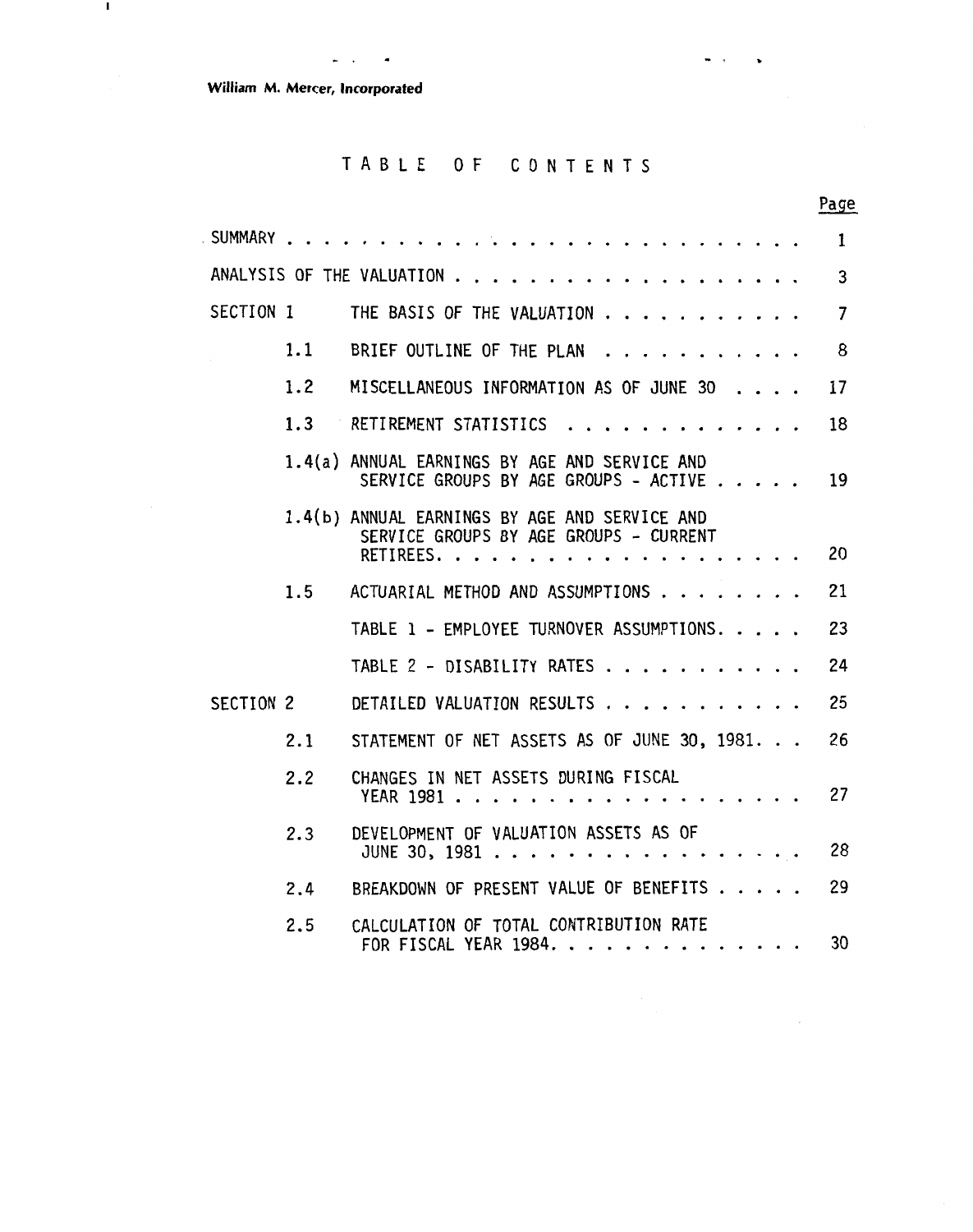William M. Mercer, Incorporated

# TABLE OF CONTENTS

| | | | Page |
|---|---|---|---|
| SUMMARY | | | 1 |
| ANALYSIS OF THE VALUATION | | | 3 |
| SECTION 1 | | THE BASIS OF THE VALUATION | 7 |
| | 1.1 | BRIEF OUTLINE OF THE PLAN | 8 |
| | 1.2 | MISCELLANEOUS INFORMATION AS OF JUNE 30 | 17 |
| | 1.3 | RETIREMENT STATISTICS | 18 |
| | 1.4(a) | ANNUAL EARNINGS BY AGE AND SERVICE AND SERVICE GROUPS BY AGE GROUPS - ACTIVE | 19 |
| | 1.4(b) | ANNUAL EARNINGS BY AGE AND SERVICE AND SERVICE GROUPS BY AGE GROUPS - CURRENT RETIREES | 20 |
| | 1.5 | ACTUARIAL METHOD AND ASSUMPTIONS | 21 |
| | | TABLE 1 - EMPLOYEE TURNOVER ASSUMPTIONS | 23 |
| | | TABLE 2 - DISABILITY RATES | 24 |
| SECTION 2 | | DETAILED VALUATION RESULTS | 25 |
| | 2.1 | STATEMENT OF NET ASSETS AS OF JUNE 30, 1981 | 26 |
| | 2.2 | CHANGES IN NET ASSETS DURING FISCAL YEAR 1981 | 27 |
| | 2.3 | DEVELOPMENT OF VALUATION ASSETS AS OF JUNE 30, 1981 | 28 |
| | 2.4 | BREAKDOWN OF PRESENT VALUE OF BENEFITS | 29 |
| | 2.5 | CALCULATION OF TOTAL CONTRIBUTION RATE FOR FISCAL YEAR 1984 | 30 |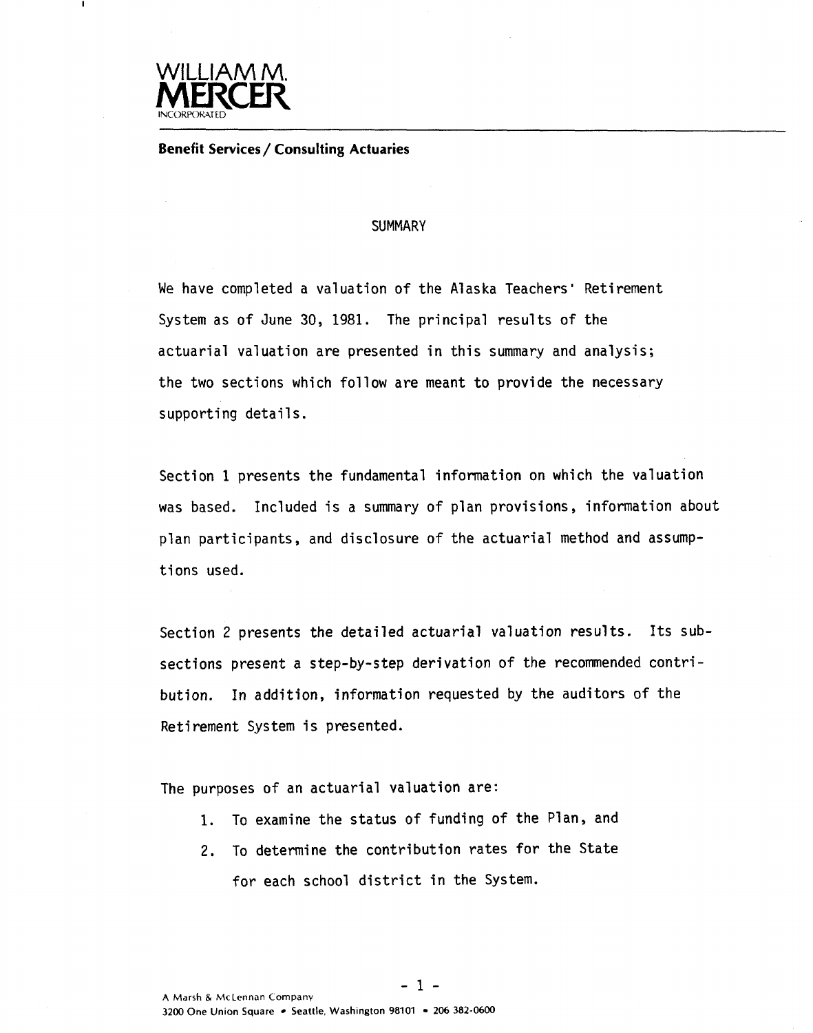**WILLIAM M. MERCER INCORPORATED**

**Benefit Services / Consulting Actuaries**

## SUMMARY

We have completed a valuation of the Alaska Teachers' Retirement System as of June 30, 1981. The principal results of the actuarial valuation are presented in this summary and analysis; the two sections which follow are meant to provide the necessary supporting details.

Section 1 presents the fundamental information on which the valuation was based. Included is a summary of plan provisions, information about plan participants, and disclosure of the actuarial method and assumptions used.

Section 2 presents the detailed actuarial valuation results. Its subsections present a step-by-step derivation of the recommended contribution. In addition, information requested by the auditors of the Retirement System is presented.

The purposes of an actuarial valuation are:

1. To examine the status of funding of the Plan, and
2. To determine the contribution rates for the State for each school district in the System.

A Marsh & McLennan Company
3200 One Union Square • Seattle, Washington 98101 • 206 382-0600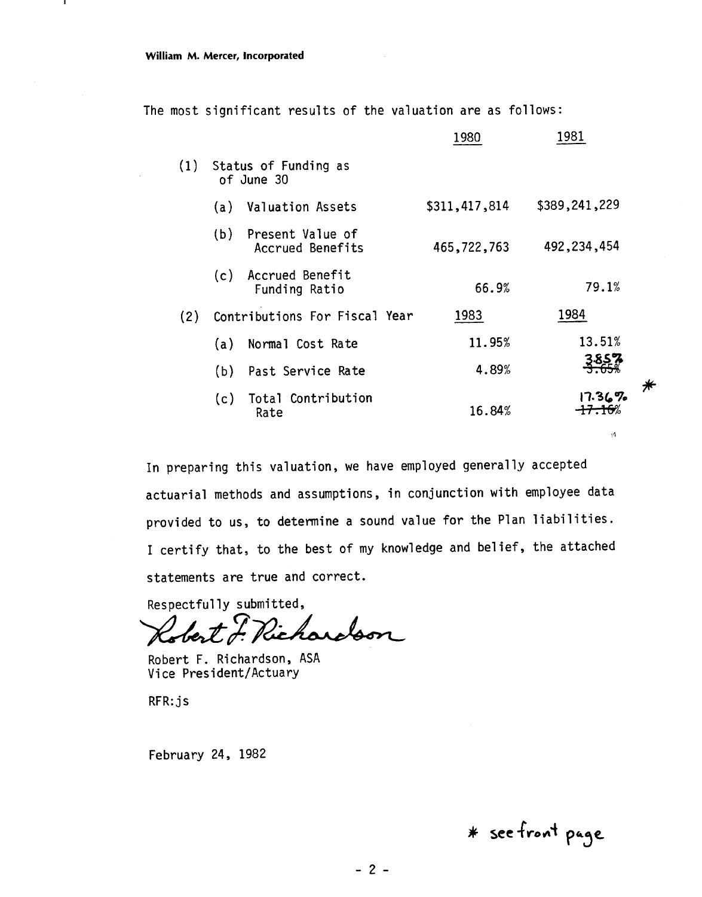**William M. Mercer, Incorporated**

The most significant results of the valuation are as follows:

| | | 1980 | 1981 |
|---|---|---|---|
| (1) | Status of Funding as of June 30 | | |
| | (a) Valuation Assets | $311,417,814 | $389,241,229 |
| | (b) Present Value of Accrued Benefits | 465,722,763 | 492,234,454 |
| | (c) Accrued Benefit Funding Ratio | 66.9% | 79.1% |
| (2) | Contributions For Fiscal Year | 1983 | 1984 |
| | (a) Normal Cost Rate | 11.95% | 13.51% |
| | (b) Past Service Rate | 4.89% | ~~3.65%~~ 3.85% * |
| | (c) Total Contribution Rate | 16.84% | ~~17.16%~~ 17.36% |

In preparing this valuation, we have employed generally accepted actuarial methods and assumptions, in conjunction with employee data provided to us, to determine a sound value for the Plan liabilities. I certify that, to the best of my knowledge and belief, the attached statements are true and correct.

Respectfully submitted,

Robert F. Richardson

Robert F. Richardson, ASA
Vice President/Actuary

RFR:js

February 24, 1982

* see front page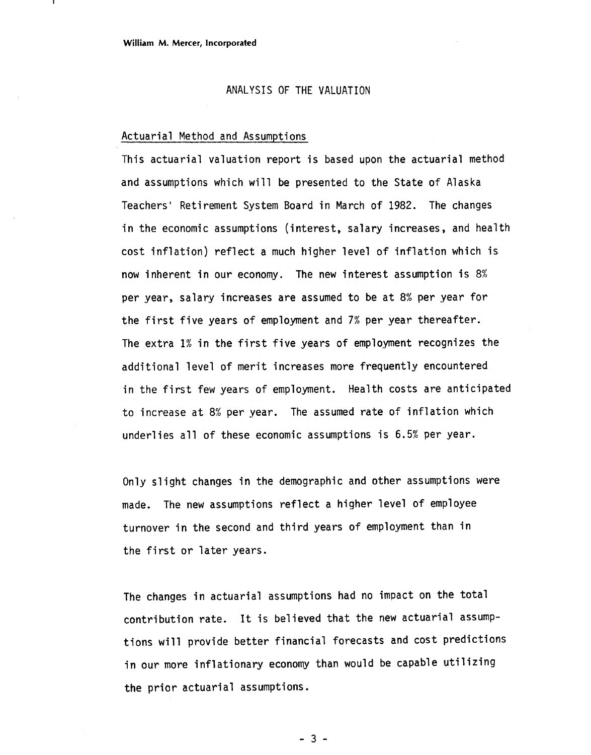# ANALYSIS OF THE VALUATION

## Actuarial Method and Assumptions

This actuarial valuation report is based upon the actuarial method and assumptions which will be presented to the State of Alaska Teachers' Retirement System Board in March of 1982. The changes in the economic assumptions (interest, salary increases, and health cost inflation) reflect a much higher level of inflation which is now inherent in our economy. The new interest assumption is 8% per year, salary increases are assumed to be at 8% per year for the first five years of employment and 7% per year thereafter. The extra 1% in the first five years of employment recognizes the additional level of merit increases more frequently encountered in the first few years of employment. Health costs are anticipated to increase at 8% per year. The assumed rate of inflation which underlies all of these economic assumptions is 6.5% per year.

Only slight changes in the demographic and other assumptions were made. The new assumptions reflect a higher level of employee turnover in the second and third years of employment than in the first or later years.

The changes in actuarial assumptions had no impact on the total contribution rate. It is believed that the new actuarial assumptions will provide better financial forecasts and cost predictions in our more inflationary economy than would be capable utilizing the prior actuarial assumptions.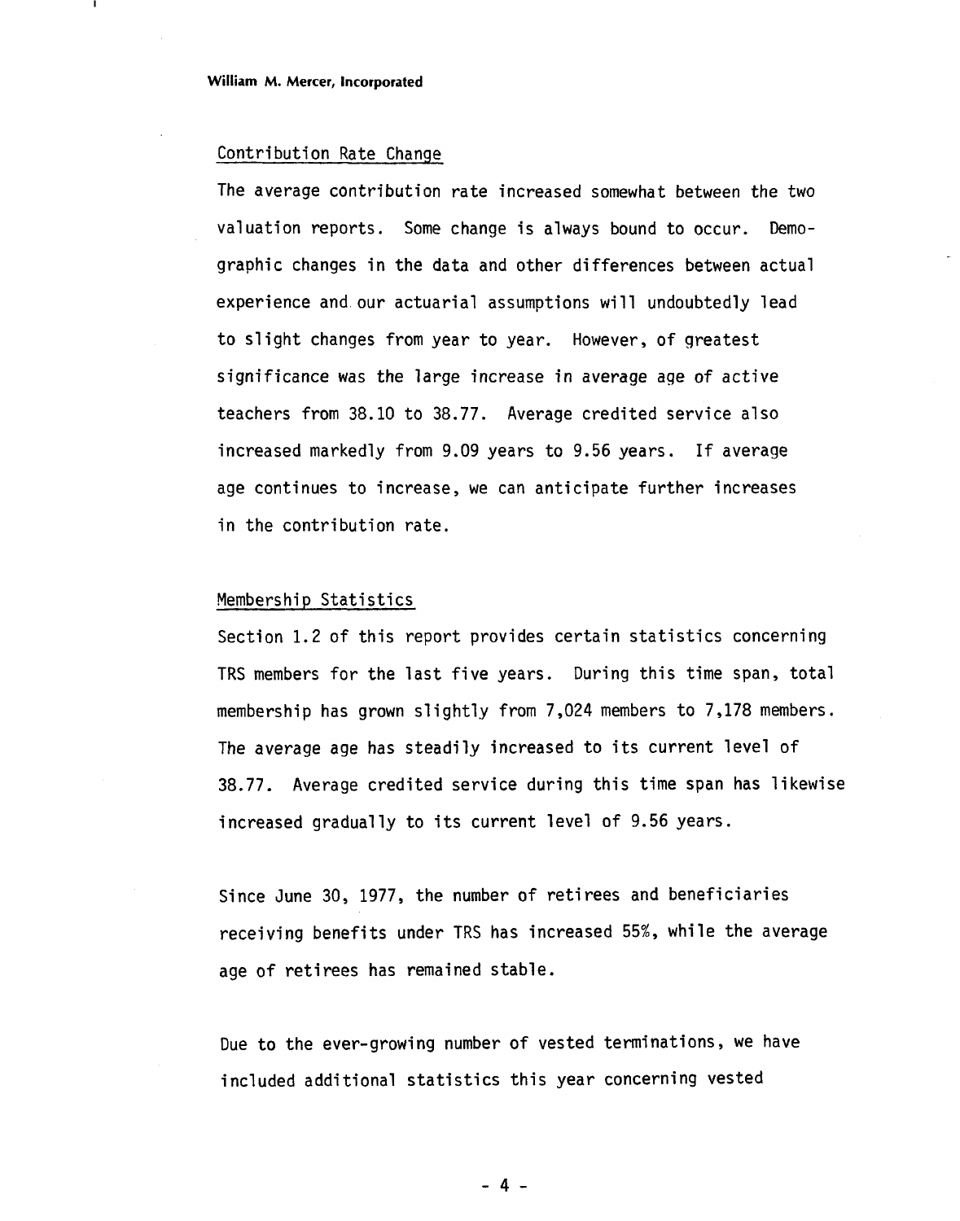### Contribution Rate Change

The average contribution rate increased somewhat between the two valuation reports. Some change is always bound to occur. Demographic changes in the data and other differences between actual experience and our actuarial assumptions will undoubtedly lead to slight changes from year to year. However, of greatest significance was the large increase in average age of active teachers from 38.10 to 38.77. Average credited service also increased markedly from 9.09 years to 9.56 years. If average age continues to increase, we can anticipate further increases in the contribution rate.

### Membership Statistics

Section 1.2 of this report provides certain statistics concerning TRS members for the last five years. During this time span, total membership has grown slightly from 7,024 members to 7,178 members. The average age has steadily increased to its current level of 38.77. Average credited service during this time span has likewise increased gradually to its current level of 9.56 years.

Since June 30, 1977, the number of retirees and beneficiaries receiving benefits under TRS has increased 55%, while the average age of retirees has remained stable.

Due to the ever-growing number of vested terminations, we have included additional statistics this year concerning vested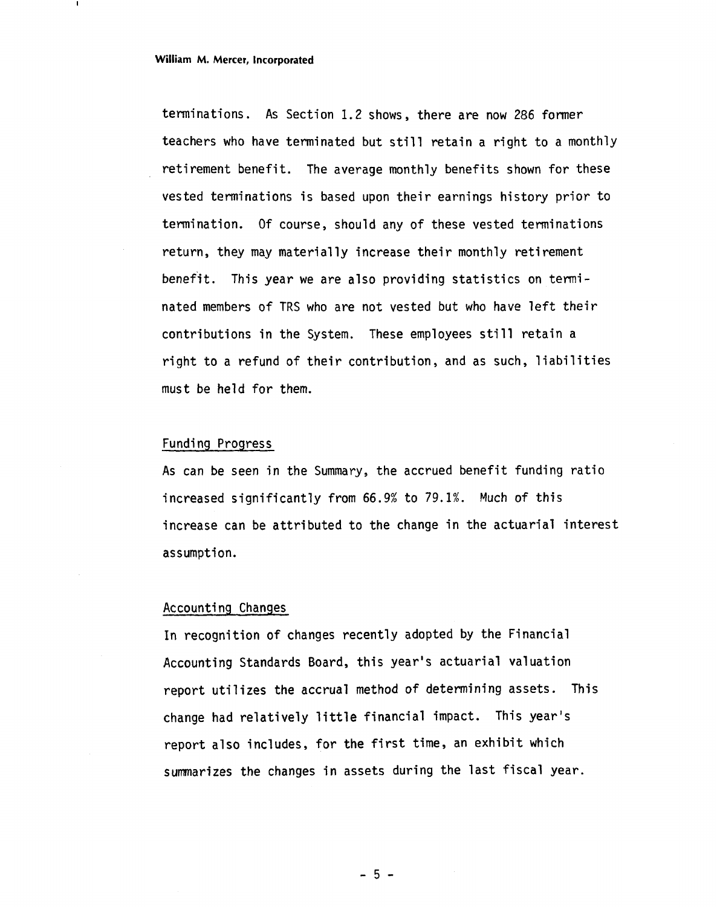terminations. As Section 1.2 shows, there are now 286 former teachers who have terminated but still retain a right to a monthly retirement benefit. The average monthly benefits shown for these vested terminations is based upon their earnings history prior to termination. Of course, should any of these vested terminations return, they may materially increase their monthly retirement benefit. This year we are also providing statistics on terminated members of TRS who are not vested but who have left their contributions in the System. These employees still retain a right to a refund of their contribution, and as such, liabilities must be held for them.

## Funding Progress

As can be seen in the Summary, the accrued benefit funding ratio increased significantly from 66.9% to 79.1%. Much of this increase can be attributed to the change in the actuarial interest assumption.

## Accounting Changes

In recognition of changes recently adopted by the Financial Accounting Standards Board, this year's actuarial valuation report utilizes the accrual method of determining assets. This change had relatively little financial impact. This year's report also includes, for the first time, an exhibit which summarizes the changes in assets during the last fiscal year.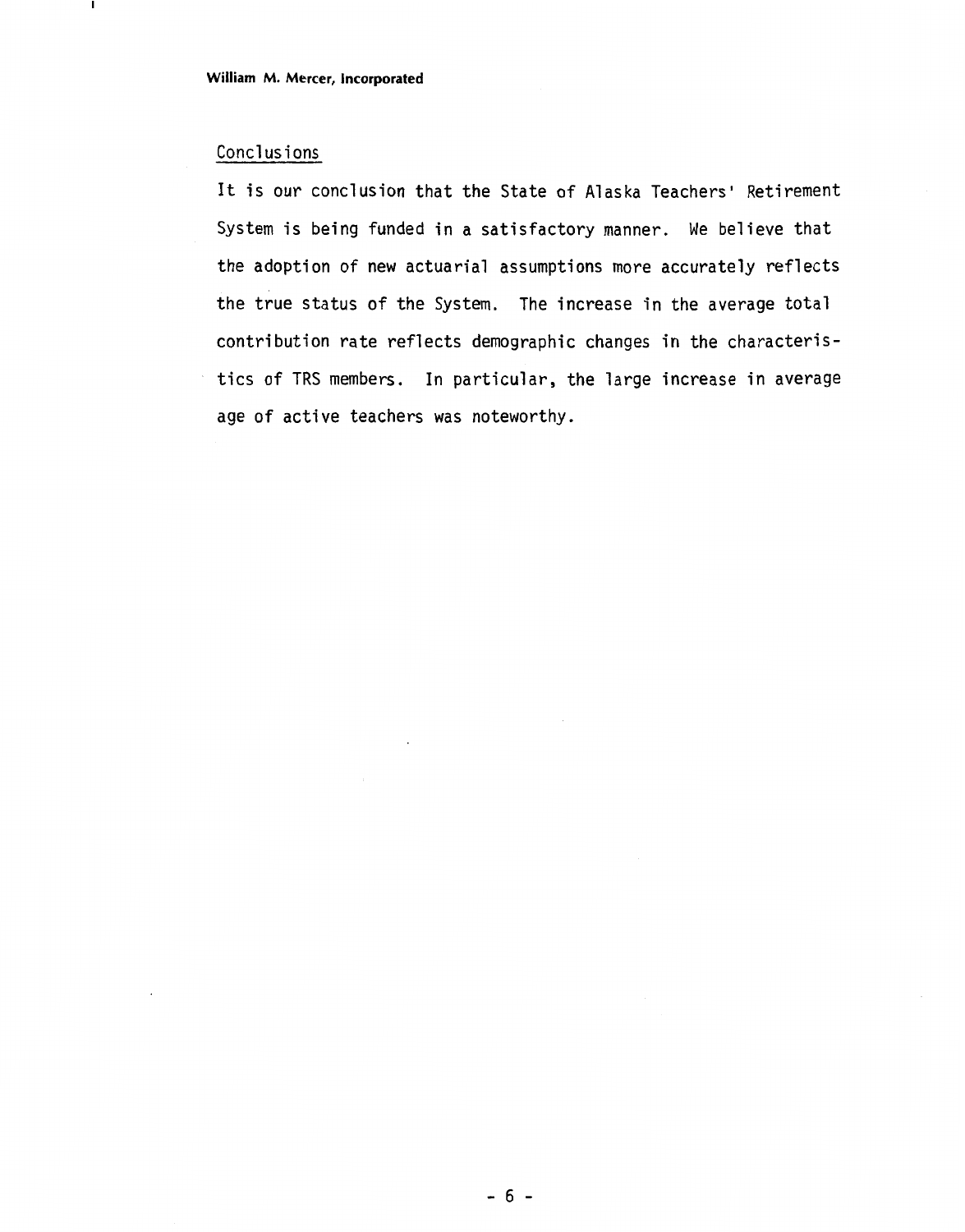## Conclusions

It is our conclusion that the State of Alaska Teachers' Retirement System is being funded in a satisfactory manner. We believe that the adoption of new actuarial assumptions more accurately reflects the true status of the System. The increase in the average total contribution rate reflects demographic changes in the characteristics of TRS members. In particular, the large increase in average age of active teachers was noteworthy.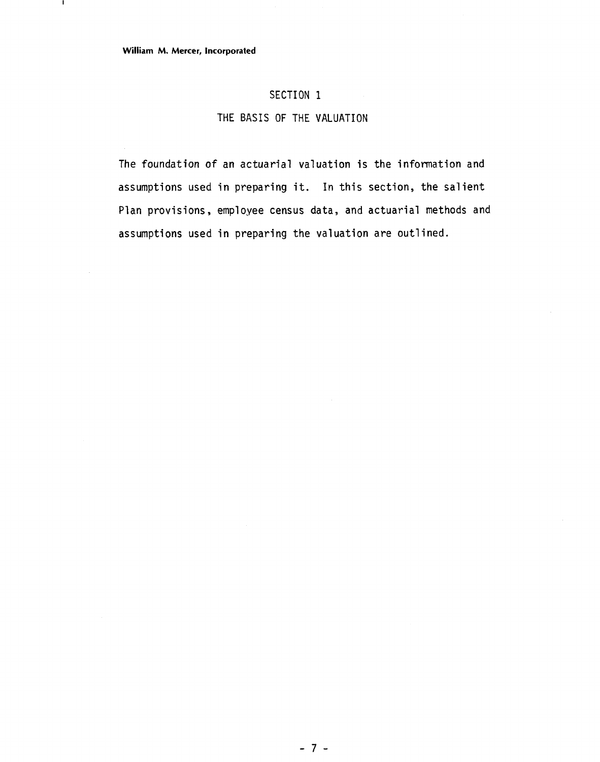# SECTION 1

## THE BASIS OF THE VALUATION

The foundation of an actuarial valuation is the information and assumptions used in preparing it. In this section, the salient Plan provisions, employee census data, and actuarial methods and assumptions used in preparing the valuation are outlined.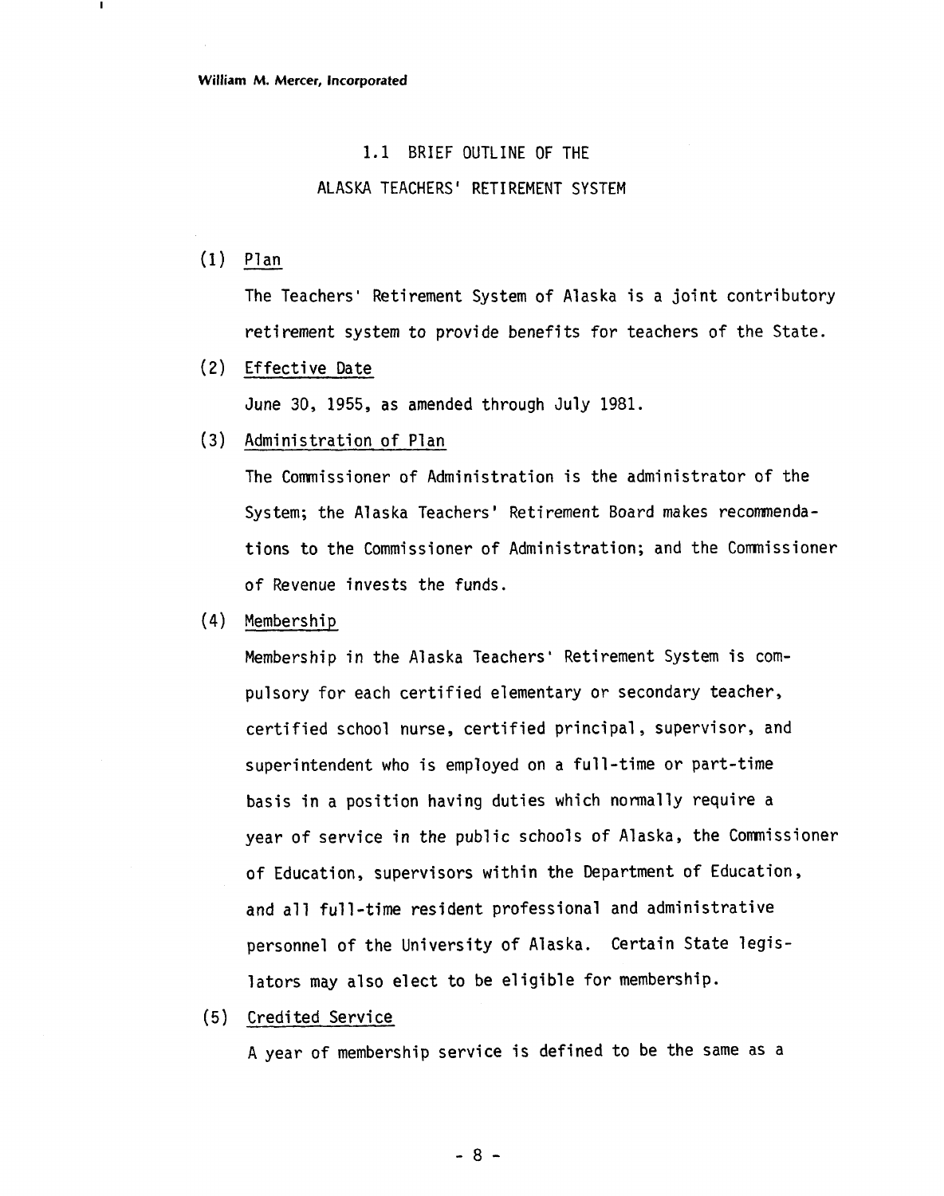## 1.1 BRIEF OUTLINE OF THE ALASKA TEACHERS' RETIREMENT SYSTEM

(1) Plan

The Teachers' Retirement System of Alaska is a joint contributory retirement system to provide benefits for teachers of the State.

(2) Effective Date

June 30, 1955, as amended through July 1981.

(3) Administration of Plan

The Commissioner of Administration is the administrator of the System; the Alaska Teachers' Retirement Board makes recommendations to the Commissioner of Administration; and the Commissioner of Revenue invests the funds.

(4) Membership

Membership in the Alaska Teachers' Retirement System is compulsory for each certified elementary or secondary teacher, certified school nurse, certified principal, supervisor, and superintendent who is employed on a full-time or part-time basis in a position having duties which normally require a year of service in the public schools of Alaska, the Commissioner of Education, supervisors within the Department of Education, and all full-time resident professional and administrative personnel of the University of Alaska. Certain State legislators may also elect to be eligible for membership.

(5) Credited Service

A year of membership service is defined to be the same as a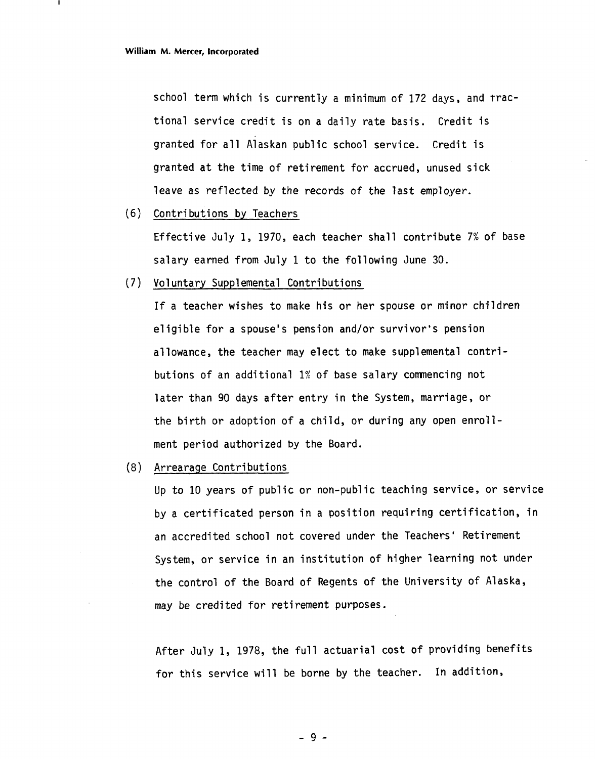school term which is currently a minimum of 172 days, and fractional service credit is on a daily rate basis. Credit is granted for all Alaskan public school service. Credit is granted at the time of retirement for accrued, unused sick leave as reflected by the records of the last employer.

(6) Contributions by Teachers

Effective July 1, 1970, each teacher shall contribute 7% of base salary earned from July 1 to the following June 30.

(7) Voluntary Supplemental Contributions

If a teacher wishes to make his or her spouse or minor children eligible for a spouse's pension and/or survivor's pension allowance, the teacher may elect to make supplemental contributions of an additional 1% of base salary commencing not later than 90 days after entry in the System, marriage, or the birth or adoption of a child, or during any open enrollment period authorized by the Board.

(8) Arrearage Contributions

Up to 10 years of public or non-public teaching service, or service by a certificated person in a position requiring certification, in an accredited school not covered under the Teachers' Retirement System, or service in an institution of higher learning not under the control of the Board of Regents of the University of Alaska, may be credited for retirement purposes.

After July 1, 1978, the full actuarial cost of providing benefits for this service will be borne by the teacher. In addition,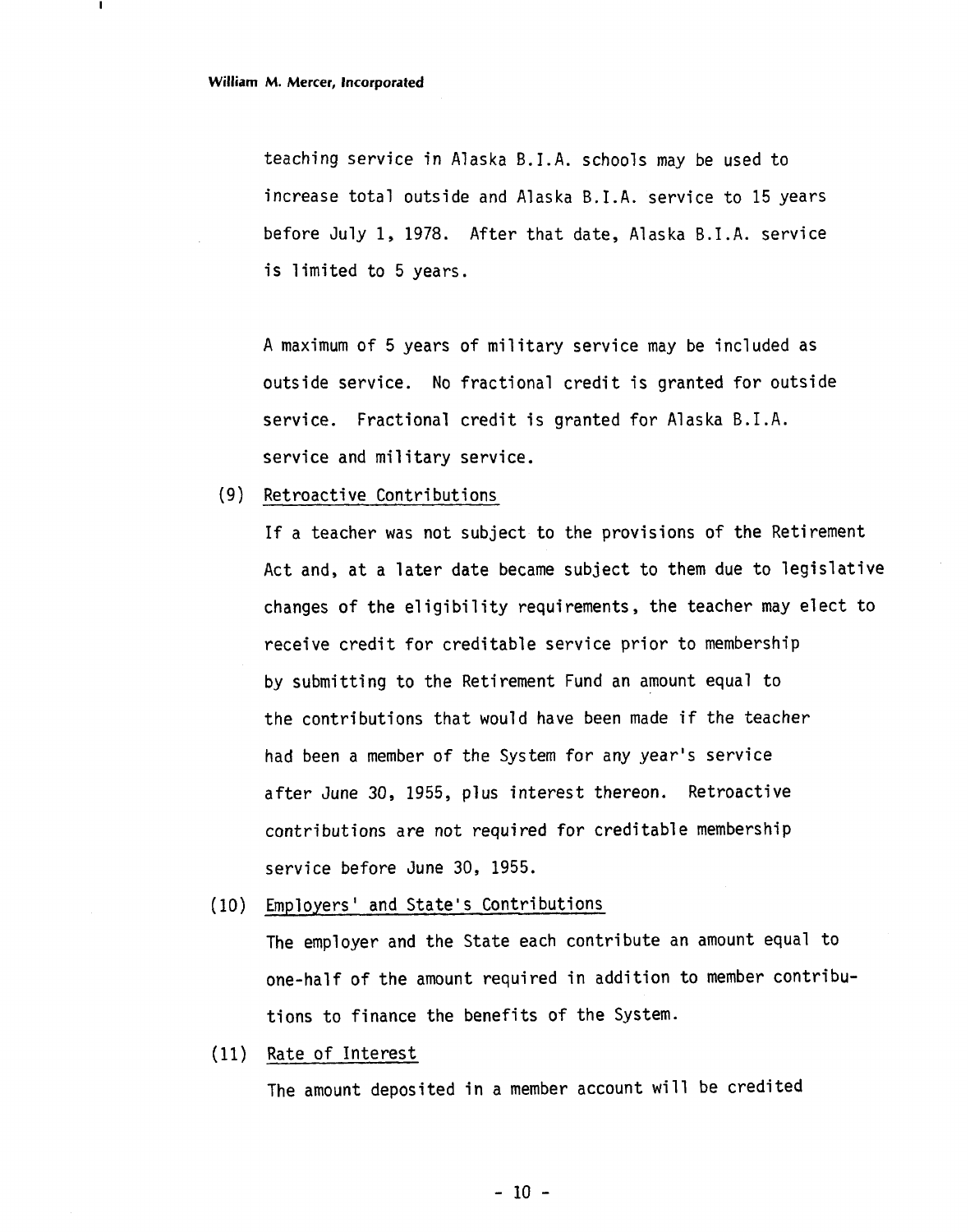teaching service in Alaska B.I.A. schools may be used to increase total outside and Alaska B.I.A. service to 15 years before July 1, 1978. After that date, Alaska B.I.A. service is limited to 5 years.

A maximum of 5 years of military service may be included as outside service. No fractional credit is granted for outside service. Fractional credit is granted for Alaska B.I.A. service and military service.

(9) Retroactive Contributions

If a teacher was not subject to the provisions of the Retirement Act and, at a later date became subject to them due to legislative changes of the eligibility requirements, the teacher may elect to receive credit for creditable service prior to membership by submitting to the Retirement Fund an amount equal to the contributions that would have been made if the teacher had been a member of the System for any year's service after June 30, 1955, plus interest thereon. Retroactive contributions are not required for creditable membership service before June 30, 1955.

(10) Employers' and State's Contributions

The employer and the State each contribute an amount equal to one-half of the amount required in addition to member contributions to finance the benefits of the System.

(11) Rate of Interest

The amount deposited in a member account will be credited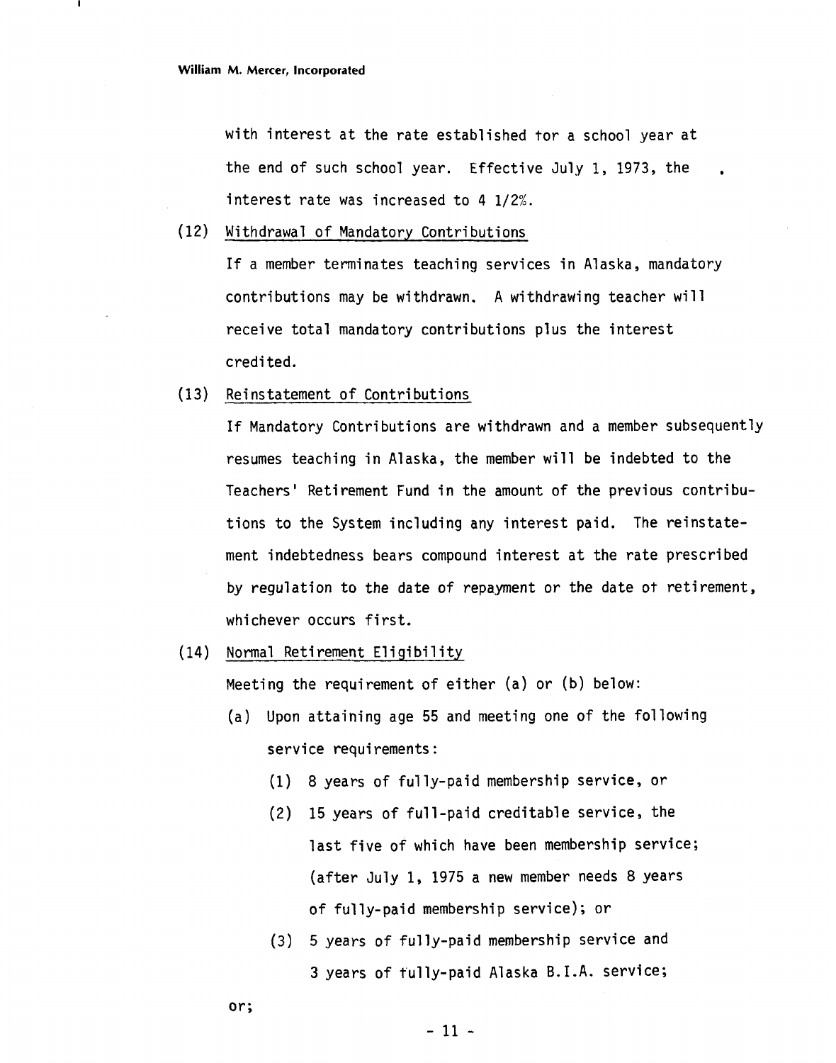with interest at the rate established for a school year at the end of such school year. Effective July 1, 1973, the interest rate was increased to 4 1/2%.

(12) Withdrawal of Mandatory Contributions

If a member terminates teaching services in Alaska, mandatory contributions may be withdrawn. A withdrawing teacher will receive total mandatory contributions plus the interest credited.

(13) Reinstatement of Contributions

If Mandatory Contributions are withdrawn and a member subsequently resumes teaching in Alaska, the member will be indebted to the Teachers' Retirement Fund in the amount of the previous contributions to the System including any interest paid. The reinstatement indebtedness bears compound interest at the rate prescribed by regulation to the date of repayment or the date of retirement, whichever occurs first.

(14) Normal Retirement Eligibility

Meeting the requirement of either (a) or (b) below:

- (a) Upon attaining age 55 and meeting one of the following service requirements:
  - (1) 8 years of fully-paid membership service, or
  - (2) 15 years of full-paid creditable service, the last five of which have been membership service; (after July 1, 1975 a new member needs 8 years of fully-paid membership service); or
  - (3) 5 years of fully-paid membership service and 3 years of fully-paid Alaska B.I.A. service;

or;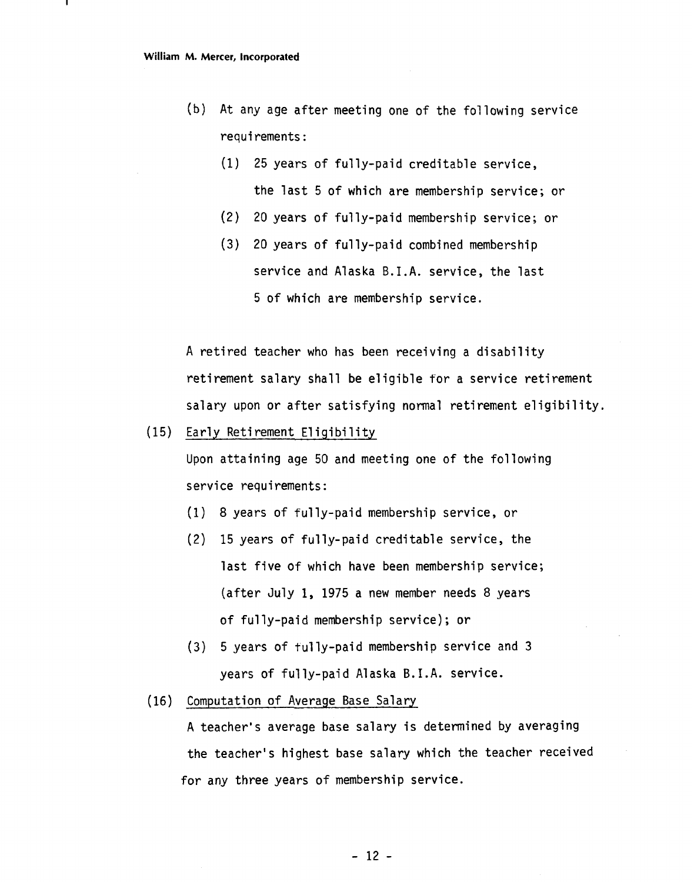(b) At any age after meeting one of the following service requirements:

  (1) 25 years of fully-paid creditable service, the last 5 of which are membership service; or

  (2) 20 years of fully-paid membership service; or

  (3) 20 years of fully-paid combined membership service and Alaska B.I.A. service, the last 5 of which are membership service.

A retired teacher who has been receiving a disability retirement salary shall be eligible for a service retirement salary upon or after satisfying normal retirement eligibility.

(15) Early Retirement Eligibility

Upon attaining age 50 and meeting one of the following service requirements:

(1) 8 years of fully-paid membership service, or

(2) 15 years of fully-paid creditable service, the last five of which have been membership service; (after July 1, 1975 a new member needs 8 years of fully-paid membership service); or

(3) 5 years of fully-paid membership service and 3 years of fully-paid Alaska B.I.A. service.

(16) Computation of Average Base Salary

A teacher's average base salary is determined by averaging the teacher's highest base salary which the teacher received for any three years of membership service.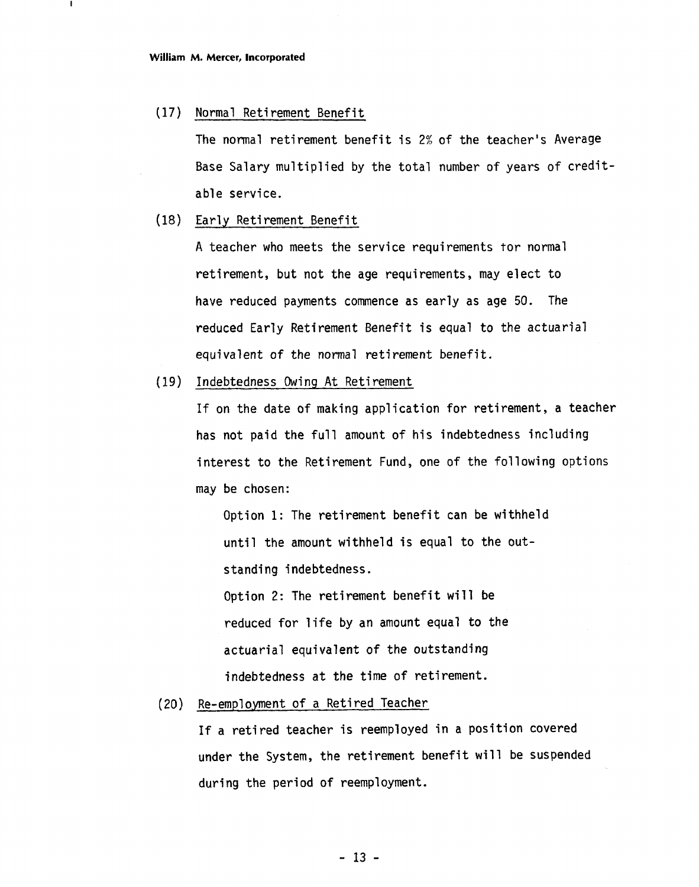(17) <u>Normal Retirement Benefit</u>

The normal retirement benefit is 2% of the teacher's Average Base Salary multiplied by the total number of years of creditable service.

(18) <u>Early Retirement Benefit</u>

A teacher who meets the service requirements for normal retirement, but not the age requirements, may elect to have reduced payments commence as early as age 50. The reduced Early Retirement Benefit is equal to the actuarial equivalent of the normal retirement benefit.

(19) <u>Indebtedness Owing At Retirement</u>

If on the date of making application for retirement, a teacher has not paid the full amount of his indebtedness including interest to the Retirement Fund, one of the following options may be chosen:

Option 1: The retirement benefit can be withheld until the amount withheld is equal to the outstanding indebtedness.

Option 2: The retirement benefit will be reduced for life by an amount equal to the actuarial equivalent of the outstanding indebtedness at the time of retirement.

(20) <u>Re-employment of a Retired Teacher</u>

If a retired teacher is reemployed in a position covered under the System, the retirement benefit will be suspended during the period of reemployment.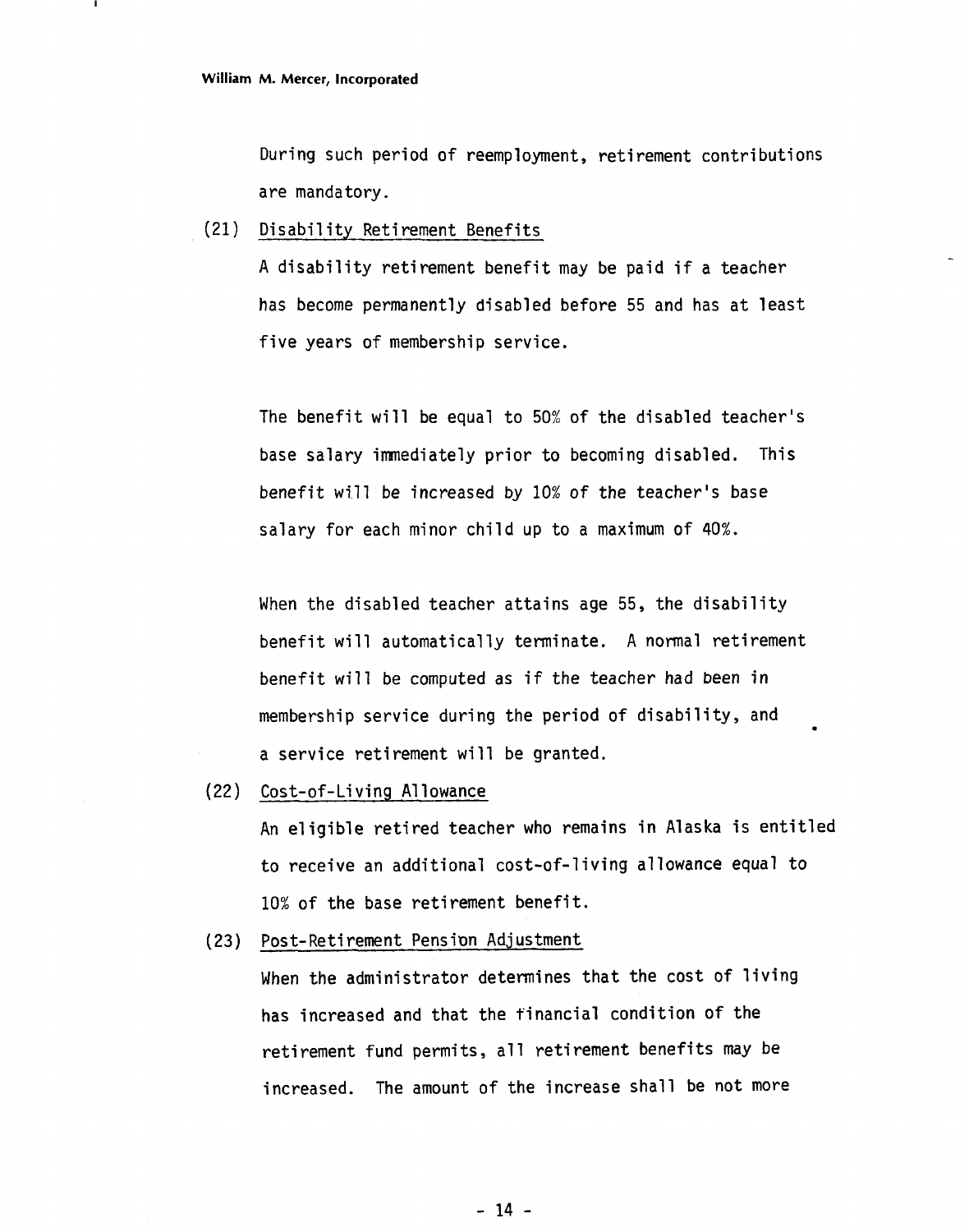During such period of reemployment, retirement contributions are mandatory.

(21) Disability Retirement Benefits

A disability retirement benefit may be paid if a teacher has become permanently disabled before 55 and has at least five years of membership service.

The benefit will be equal to 50% of the disabled teacher's base salary immediately prior to becoming disabled. This benefit will be increased by 10% of the teacher's base salary for each minor child up to a maximum of 40%.

When the disabled teacher attains age 55, the disability benefit will automatically terminate. A normal retirement benefit will be computed as if the teacher had been in membership service during the period of disability, and a service retirement will be granted.

(22) Cost-of-Living Allowance

An eligible retired teacher who remains in Alaska is entitled to receive an additional cost-of-living allowance equal to 10% of the base retirement benefit.

(23) Post-Retirement Pension Adjustment

When the administrator determines that the cost of living has increased and that the financial condition of the retirement fund permits, all retirement benefits may be increased. The amount of the increase shall be not more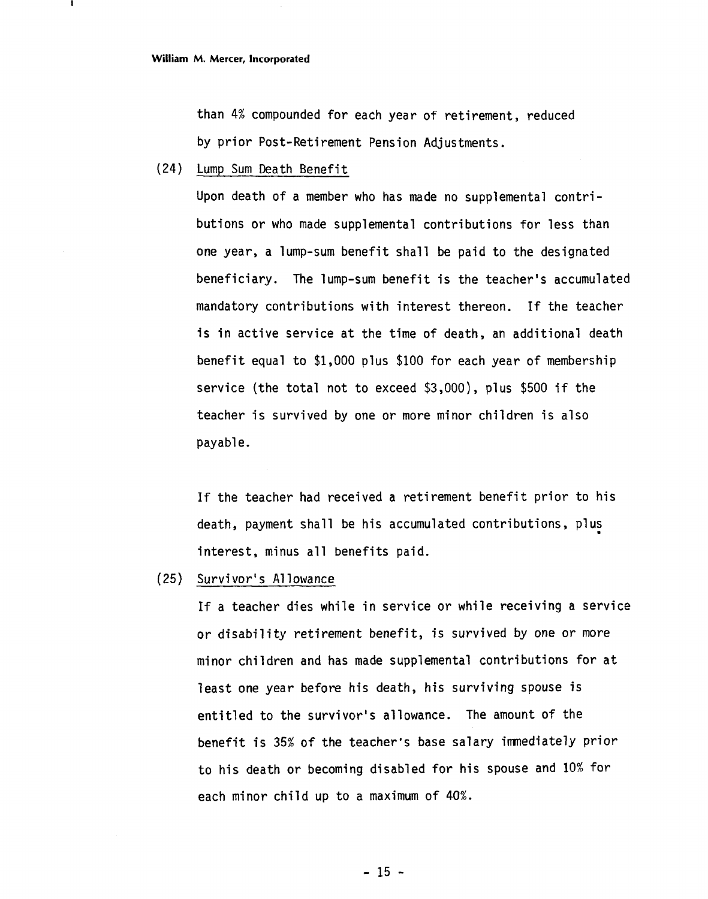than 4% compounded for each year of retirement, reduced by prior Post-Retirement Pension Adjustments.

(24) Lump Sum Death Benefit

Upon death of a member who has made no supplemental contributions or who made supplemental contributions for less than one year, a lump-sum benefit shall be paid to the designated beneficiary. The lump-sum benefit is the teacher's accumulated mandatory contributions with interest thereon. If the teacher is in active service at the time of death, an additional death benefit equal to $1,000 plus $100 for each year of membership service (the total not to exceed $3,000), plus $500 if the teacher is survived by one or more minor children is also payable.

If the teacher had received a retirement benefit prior to his death, payment shall be his accumulated contributions, plus interest, minus all benefits paid.

(25) Survivor's Allowance

If a teacher dies while in service or while receiving a service or disability retirement benefit, is survived by one or more minor children and has made supplemental contributions for at least one year before his death, his surviving spouse is entitled to the survivor's allowance. The amount of the benefit is 35% of the teacher's base salary immediately prior to his death or becoming disabled for his spouse and 10% for each minor child up to a maximum of 40%.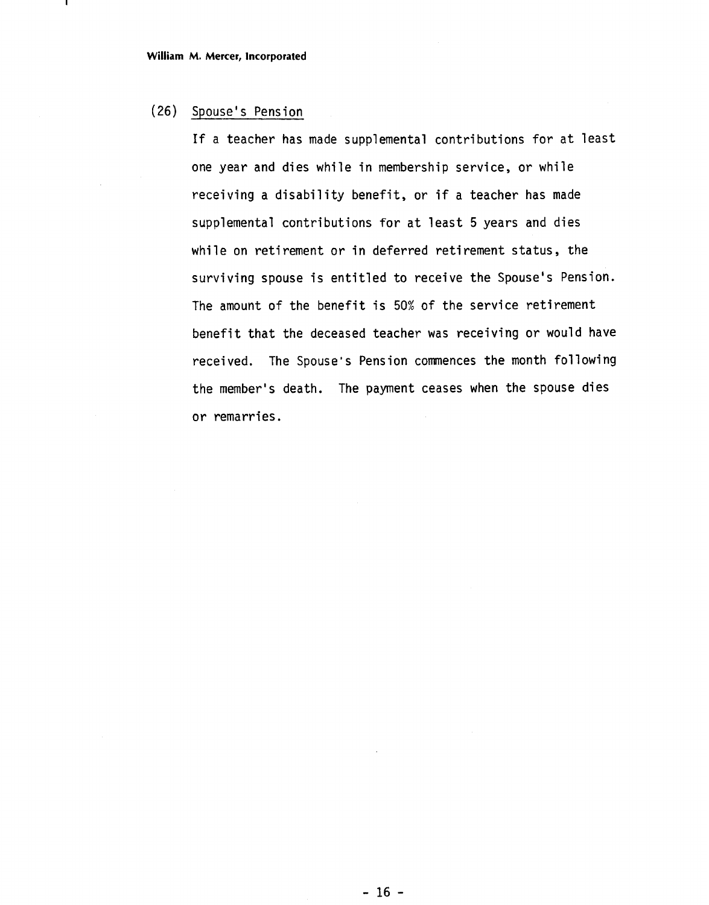(26) Spouse's Pension

If a teacher has made supplemental contributions for at least one year and dies while in membership service, or while receiving a disability benefit, or if a teacher has made supplemental contributions for at least 5 years and dies while on retirement or in deferred retirement status, the surviving spouse is entitled to receive the Spouse's Pension. The amount of the benefit is 50% of the service retirement benefit that the deceased teacher was receiving or would have received. The Spouse's Pension commences the month following the member's death. The payment ceases when the spouse dies or remarries.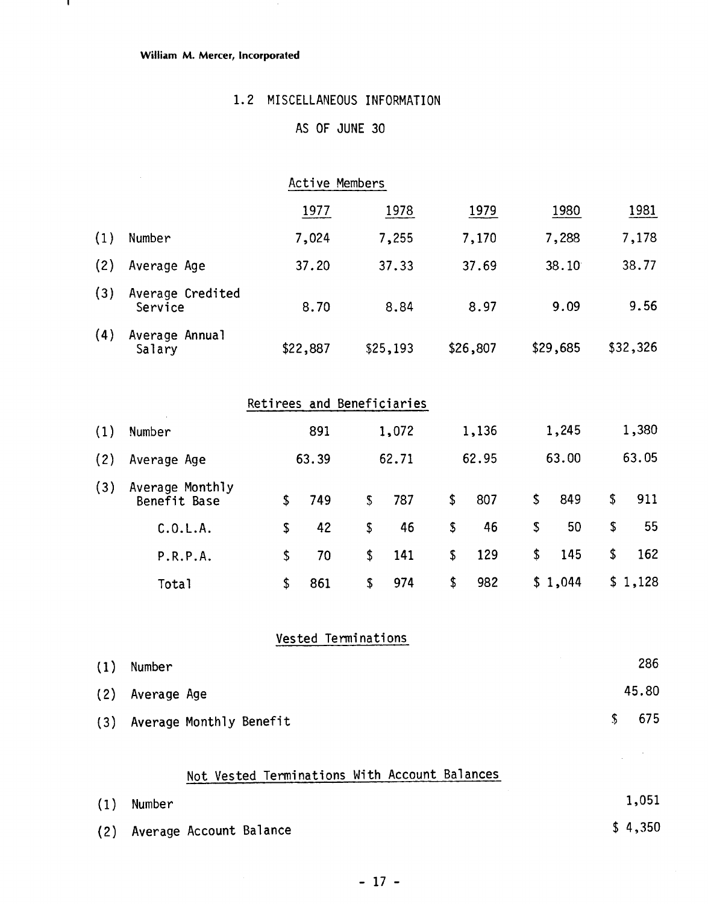William M. Mercer, Incorporated

## 1.2 MISCELLANEOUS INFORMATION

### AS OF JUNE 30

#### Active Members

| | | 1977 | 1978 | 1979 | 1980 | 1981 |
|---|---|---|---|---|---|---|
| (1) | Number | 7,024 | 7,255 | 7,170 | 7,288 | 7,178 |
| (2) | Average Age | 37.20 | 37.33 | 37.69 | 38.10 | 38.77 |
| (3) | Average Credited Service | 8.70 | 8.84 | 8.97 | 9.09 | 9.56 |
| (4) | Average Annual Salary | $22,887 | $25,193 | $26,807 | $29,685 | $32,326 |

#### Retirees and Beneficiaries

| | | 1977 | 1978 | 1979 | 1980 | 1981 |
|---|---|---|---|---|---|---|
| (1) | Number | 891 | 1,072 | 1,136 | 1,245 | 1,380 |
| (2) | Average Age | 63.39 | 62.71 | 62.95 | 63.00 | 63.05 |
| (3) | Average Monthly Benefit Base | $ 749 | $ 787 | $ 807 | $ 849 | $ 911 |
| | C.O.L.A. | $ 42 | $ 46 | $ 46 | $ 50 | $ 55 |
| | P.R.P.A. | $ 70 | $ 141 | $ 129 | $ 145 | $ 162 |
| | Total | $ 861 | $ 974 | $ 982 | $ 1,044 | $ 1,128 |

#### Vested Terminations

| | | |
|---|---|---|
| (1) | Number | 286 |
| (2) | Average Age | 45.80 |
| (3) | Average Monthly Benefit | $ 675 |

#### Not Vested Terminations With Account Balances

| | | |
|---|---|---|
| (1) | Number | 1,051 |
| (2) | Average Account Balance | $ 4,350 |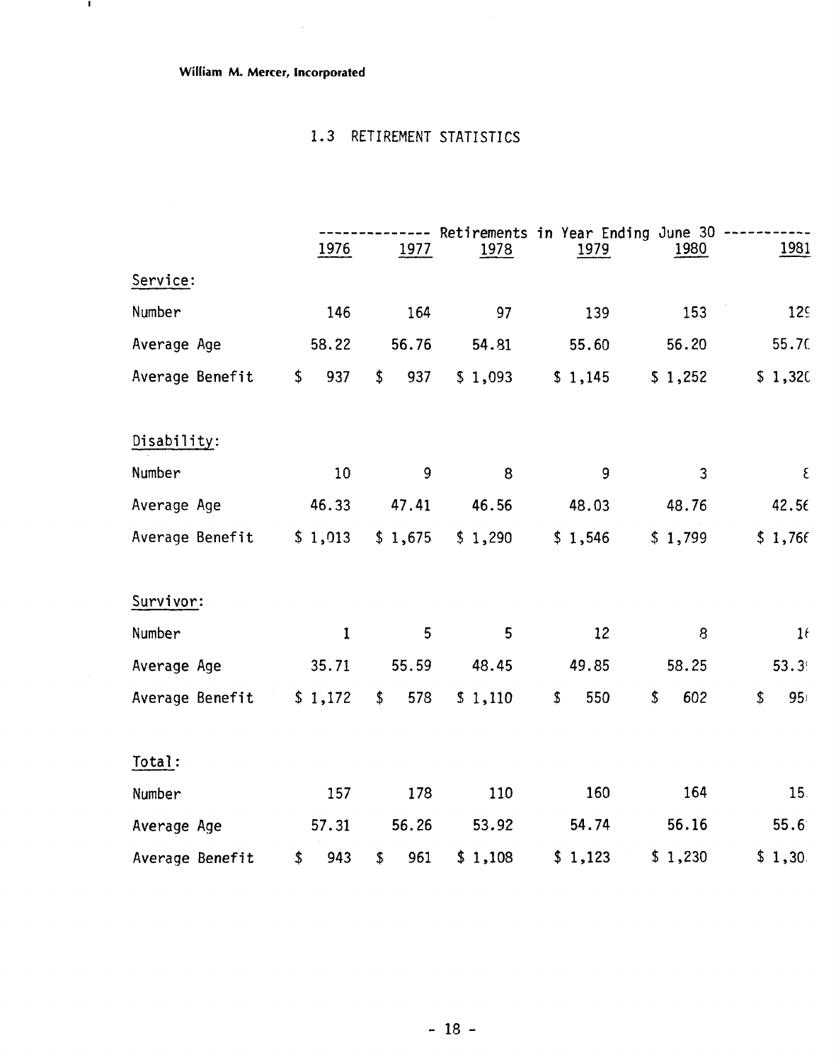William M. Mercer, Incorporated

## 1.3 RETIREMENT STATISTICS

| | Retirements in Year Ending June 30 | | | | | |
|---|---|---|---|---|---|---|
| | 1976 | 1977 | 1978 | 1979 | 1980 | 1981 |
| **Service:** | | | | | | |
| Number | 146 | 164 | 97 | 139 | 153 | 129 |
| Average Age | 58.22 | 56.76 | 54.81 | 55.60 | 56.20 | 55.70 |
| Average Benefit | $ 937 | $ 937 | $ 1,093 | $ 1,145 | $ 1,252 | $ 1,320 |
| **Disability:** | | | | | | |
| Number | 10 | 9 | 8 | 9 | 3 | 8 |
| Average Age | 46.33 | 47.41 | 46.56 | 48.03 | 48.76 | 42.56 |
| Average Benefit | $ 1,013 | $ 1,675 | $ 1,290 | $ 1,546 | $ 1,799 | $ 1,766 |
| **Survivor:** | | | | | | |
| Number | 1 | 5 | 5 | 12 | 8 | 16 |
| Average Age | 35.71 | 55.59 | 48.45 | 49.85 | 58.25 | 53.3 |
| Average Benefit | $ 1,172 | $ 578 | $ 1,110 | $ 550 | $ 602 | $ 95 |
| **Total:** | | | | | | |
| Number | 157 | 178 | 110 | 160 | 164 | 15 |
| Average Age | 57.31 | 56.26 | 53.92 | 54.74 | 56.16 | 55.6 |
| Average Benefit | $ 943 | $ 961 | $ 1,108 | $ 1,123 | $ 1,230 | $ 1,30 |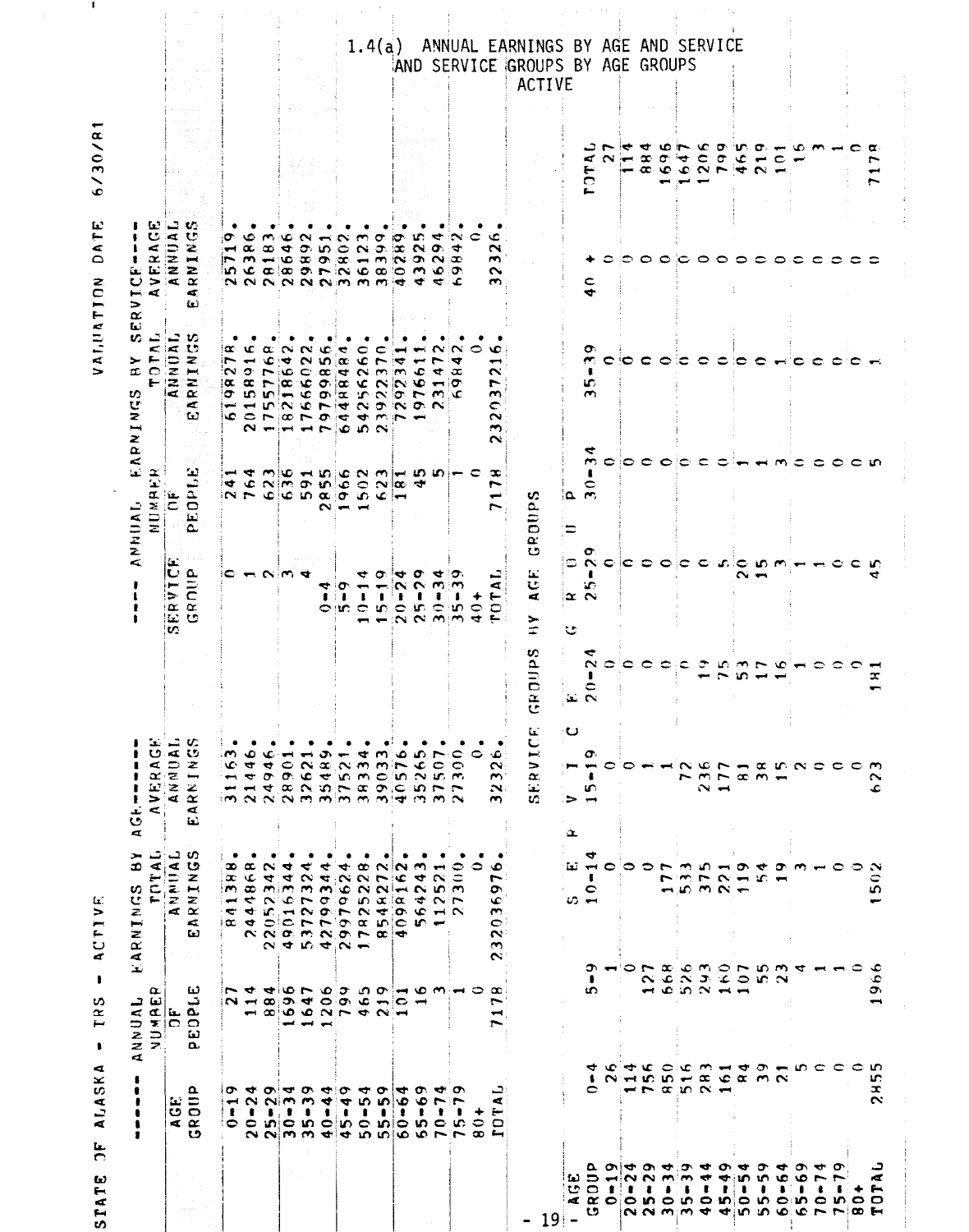# 1.4(a) ANNUAL EARNINGS BY AGE AND SERVICE AND SERVICE GROUPS BY AGE GROUPS

ACTIVE

STATE OF ALASKA - TRS - ACTIVE

VALUATION DATE 6/30/81

| ------- ANNUAL EARNINGS BY AGE------- | | | | ---- ANNUAL EARNINGS BY SERVICE---- | | | |
|---|---|---|---|---|---|---|---|
| AGE GROUP | NUMBER OF PEOPLE | TOTAL ANNUAL EARNINGS | AVERAGE ANNUAL EARNINGS | SERVICE GROUP | NUMBER OF PEOPLE | TOTAL ANNUAL EARNINGS | AVERAGE ANNUAL EARNINGS |
| 0-19 | 27 | 841388. | 31163. | 0 | 241 | 6198278. | 25719. |
| 20-24 | 114 | 2444868. | 21446. | 1 | 764 | 20158916. | 26386. |
| 25-29 | 884 | 22052342. | 24946. | 2 | 623 | 17557768. | 28183. |
| 30-34 | 1696 | 49016344. | 28901. | 3 | 636 | 18218642. | 28646. |
| 35-39 | 1647 | 53727324. | 32621. | 4 | 591 | 17666022. | 29892. |
| 40-44 | 1206 | 42799344. | 35489. | 0-4 | 2855 | 79799856. | 27951. |
| 45-49 | 799 | 29979624. | 37521. | 5-9 | 1966 | 64488484. | 32802. |
| 50-54 | 465 | 17825228. | 38334. | 10-14 | 1502 | 54256260. | 36123. |
| 55-59 | 219 | 8548272. | 39033. | 15-19 | 623 | 23922370. | 38399. |
| 60-64 | 101 | 4098162. | 40576. | 20-24 | 181 | 7292341. | 40289. |
| 65-69 | 16 | 564243. | 35265. | 25-29 | 45 | 1976611. | 43925. |
| 70-74 | 3 | 112521. | 37507. | 30-34 | 5 | 231472. | 46294. |
| 75-79 | 1 | 27300. | 27300. | 35-39 | 1 | 69842. | 69842. |
| 80+ | 0 | 0. | 0. | 40+ | 0 | 0. | 0. |
| TOTAL | 7178 | 232036976. | 32326. | TOTAL | 7178 | 232037216. | 32326. |

SERVICE GROUPS BY AGE GROUPS

| AGE GROUP | 0-4 | 5-9 | 10-14 | 15-19 | 20-24 | 25-29 | 30-34 | 35-39 | 40 + | TOTAL |
|---|---|---|---|---|---|---|---|---|---|---|
| 0-19 | 26 | 1 | 0 | 0 | 0 | 0 | 0 | 0 | 0 | 27 |
| 20-24 | 114 | 0 | 0 | 0 | 0 | 0 | 0 | 0 | 0 | 114 |
| 25-29 | 756 | 127 | 0 | 1 | 0 | 0 | 0 | 0 | 0 | 884 |
| 30-34 | 850 | 668 | 177 | 1 | 0 | 0 | 0 | 0 | 0 | 1696 |
| 35-39 | 516 | 526 | 533 | 72 | 0 | 0 | 0 | 0 | 0 | 1647 |
| 40-44 | 283 | 293 | 375 | 236 | 19 | 0 | 0 | 0 | 0 | 1206 |
| 45-49 | 161 | 160 | 221 | 177 | 75 | 5 | 0 | 0 | 0 | 799 |
| 50-54 | 84 | 107 | 119 | 81 | 53 | 20 | 1 | 0 | 0 | 465 |
| 55-59 | 39 | 55 | 54 | 38 | 17 | 15 | 1 | 0 | 0 | 219 |
| 60-64 | 21 | 23 | 19 | 15 | 16 | 3 | 3 | 1 | 0 | 101 |
| 65-69 | 5 | 4 | 3 | 2 | 1 | 1 | 0 | 0 | 0 | 16 |
| 70-74 | 0 | 1 | 1 | 0 | 0 | 1 | 0 | 0 | 0 | 3 |
| 75-79 | 0 | 1 | 0 | 0 | 0 | 0 | 0 | 0 | 0 | 1 |
| 80+ | 0 | 0 | 0 | 0 | 0 | 0 | 0 | 0 | 0 | 0 |
| TOTAL | 2855 | 1966 | 1502 | 623 | 181 | 45 | 5 | 1 | 0 | 7178 |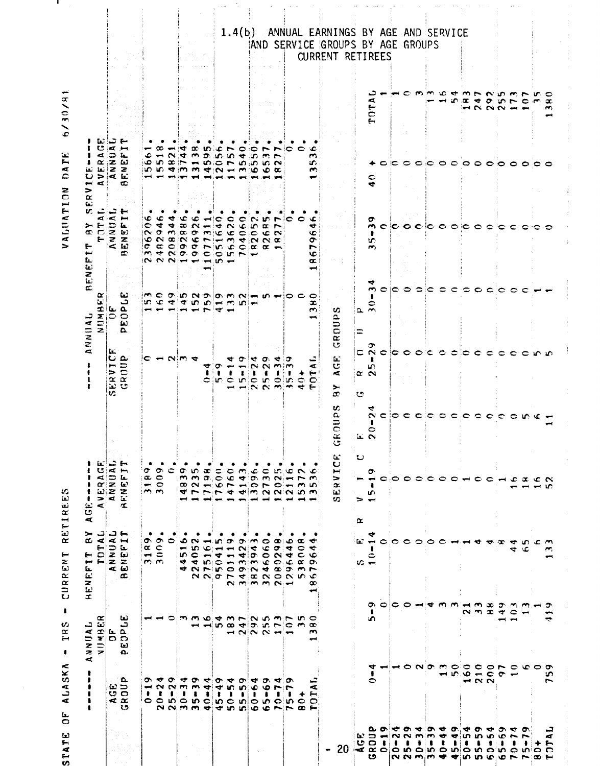STATE OF ALASKA - TRS - CURRENT RETIREES

VALUATION DATE 6/30/81

## 1.4(b) ANNUAL EARNINGS BY AGE AND SERVICE AND SERVICE GROUPS BY AGE GROUPS CURRENT RETIREES

| ------ ANNUAL | BENEFIT BY AGE------ | | | ---- ANNUAL | BENEFIT BY SERVICE---- | | |
|---|---|---|---|---|---|---|---|
| AGE GROUP | NUMBER OF PEOPLE | TOTAL ANNUAL BENEFIT | AVERAGE ANNUAL BENEFIT | SERVICE GROUP | NUMBER OF PEOPLE | TOTAL ANNUAL BENEFIT | AVERAGE ANNUAL BENEFIT |
| 0-19 | 1 | 3189. | 3189. | 0 | 153 | 2396206. | 15661. |
| 20-24 | 1 | 3009. | 3009. | 1 | 160 | 2482946. | 15518. |
| 25-29 | 0 | 0. | 0. | 2 | 149 | 2208344. | 14821. |
| 30-34 | 3 | 44516. | 14839. | 3 | 145 | 1992886. | 13744. |
| 35-39 | 13 | 224052. | 17235. | 4 | 152 | 1996926. | 13138. |
| 40-44 | 16 | 275161. | 17198. | 0-4 | 759 | 11077311. | 14595. |
| 45-49 | 54 | 950415. | 17600. | 5-9 | 419 | 5051640. | 12056. |
| 50-54 | 183 | 2701119. | 14760. | 10-14 | 133 | 1563620. | 11757. |
| 55-59 | 247 | 3493429. | 14143. | 15-19 | 52 | 704060. | 13540. |
| 60-64 | 292 | 3823943. | 13096. | 20-24 | 11 | 182052. | 16550. |
| 65-69 | 255 | 3246060. | 12730. | 25-29 | 5 | 82685. | 16537. |
| 70-74 | 173 | 2080298. | 12025. | 30-34 | 1 | 18277. | 18277. |
| 75-79 | 107 | 1296446. | 12116. | 35-39 | 0 | 0. | 0. |
| 80+ | 35 | 538008. | 15372. | 40+ | 0 | 0. | 0. |
| TOTAL | 1380 | 18679644. | 13536. | TOTAL | 1380 | 18679646. | 13536. |

### SERVICE GROUPS BY AGE GROUPS

| AGE GROUP | 0-4 | 5-9 | 10-14 | 15-19 | 20-24 | 25-29 | 30-34 | 35-39 | 40 + | TOTAL |
|---|---|---|---|---|---|---|---|---|---|---|
| 0-19 | 1 | 0 | 0 | 0 | 0 | 0 | 0 | 0 | 0 | 1 |
| 20-24 | 1 | 0 | 0 | 0 | 0 | 0 | 0 | 0 | 0 | 1 |
| 25-29 | 0 | 0 | 0 | 0 | 0 | 0 | 0 | 0 | 0 | 0 |
| 30-34 | 2 | 1 | 0 | 0 | 0 | 0 | 0 | 0 | 0 | 3 |
| 35-39 | 9 | 4 | 0 | 0 | 0 | 0 | 0 | 0 | 0 | 13 |
| 40-44 | 13 | 3 | 0 | 0 | 0 | 0 | 0 | 0 | 0 | 16 |
| 45-49 | 50 | 3 | 1 | 0 | 0 | 0 | 0 | 0 | 0 | 54 |
| 50-54 | 160 | 21 | 1 | 1 | 0 | 0 | 0 | 0 | 0 | 183 |
| 55-59 | 210 | 33 | 4 | 0 | 0 | 0 | 0 | 0 | 0 | 247 |
| 60-64 | 200 | 88 | 4 | 0 | 0 | 0 | 0 | 0 | 0 | 292 |
| 65-69 | 97 | 149 | 8 | 1 | 0 | 0 | 0 | 0 | 0 | 255 |
| 70-74 | 10 | 103 | 44 | 16 | 0 | 0 | 0 | 0 | 0 | 173 |
| 75-79 | 6 | 13 | 65 | 18 | 5 | 0 | 0 | 0 | 0 | 107 |
| 80+ | 0 | 1 | 6 | 16 | 6 | 5 | 1 | 0 | 0 | 35 |
| TOTAL | 759 | 419 | 133 | 52 | 11 | 5 | 1 | 0 | 0 | 1380 |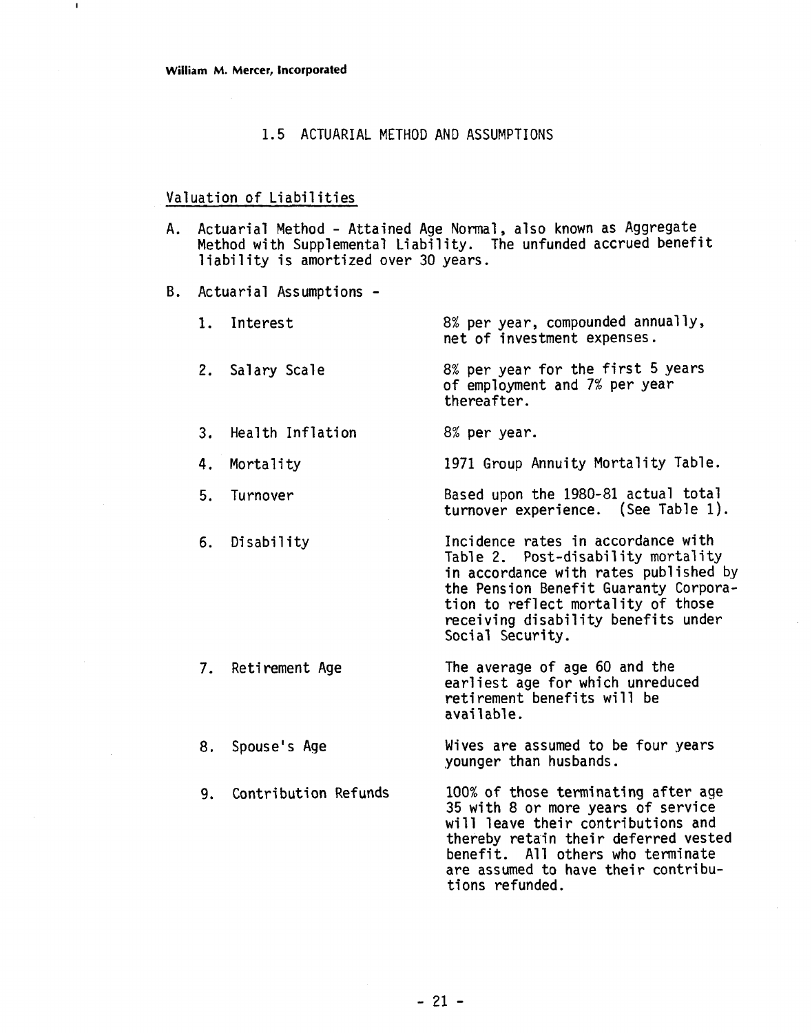## 1.5 ACTUARIAL METHOD AND ASSUMPTIONS

### Valuation of Liabilities

A. Actuarial Method - Attained Age Normal, also known as Aggregate Method with Supplemental Liability. The unfunded accrued benefit liability is amortized over 30 years.

B. Actuarial Assumptions -

| | | |
|---|---|---|
| 1. | Interest | 8% per year, compounded annually, net of investment expenses. |
| 2. | Salary Scale | 8% per year for the first 5 years of employment and 7% per year thereafter. |
| 3. | Health Inflation | 8% per year. |
| 4. | Mortality | 1971 Group Annuity Mortality Table. |
| 5. | Turnover | Based upon the 1980-81 actual total turnover experience. (See Table 1). |
| 6. | Disability | Incidence rates in accordance with Table 2. Post-disability mortality in accordance with rates published by the Pension Benefit Guaranty Corporation to reflect mortality of those receiving disability benefits under Social Security. |
| 7. | Retirement Age | The average of age 60 and the earliest age for which unreduced retirement benefits will be available. |
| 8. | Spouse's Age | Wives are assumed to be four years younger than husbands. |
| 9. | Contribution Refunds | 100% of those terminating after age 35 with 8 or more years of service will leave their contributions and thereby retain their deferred vested benefit. All others who terminate are assumed to have their contributions refunded. |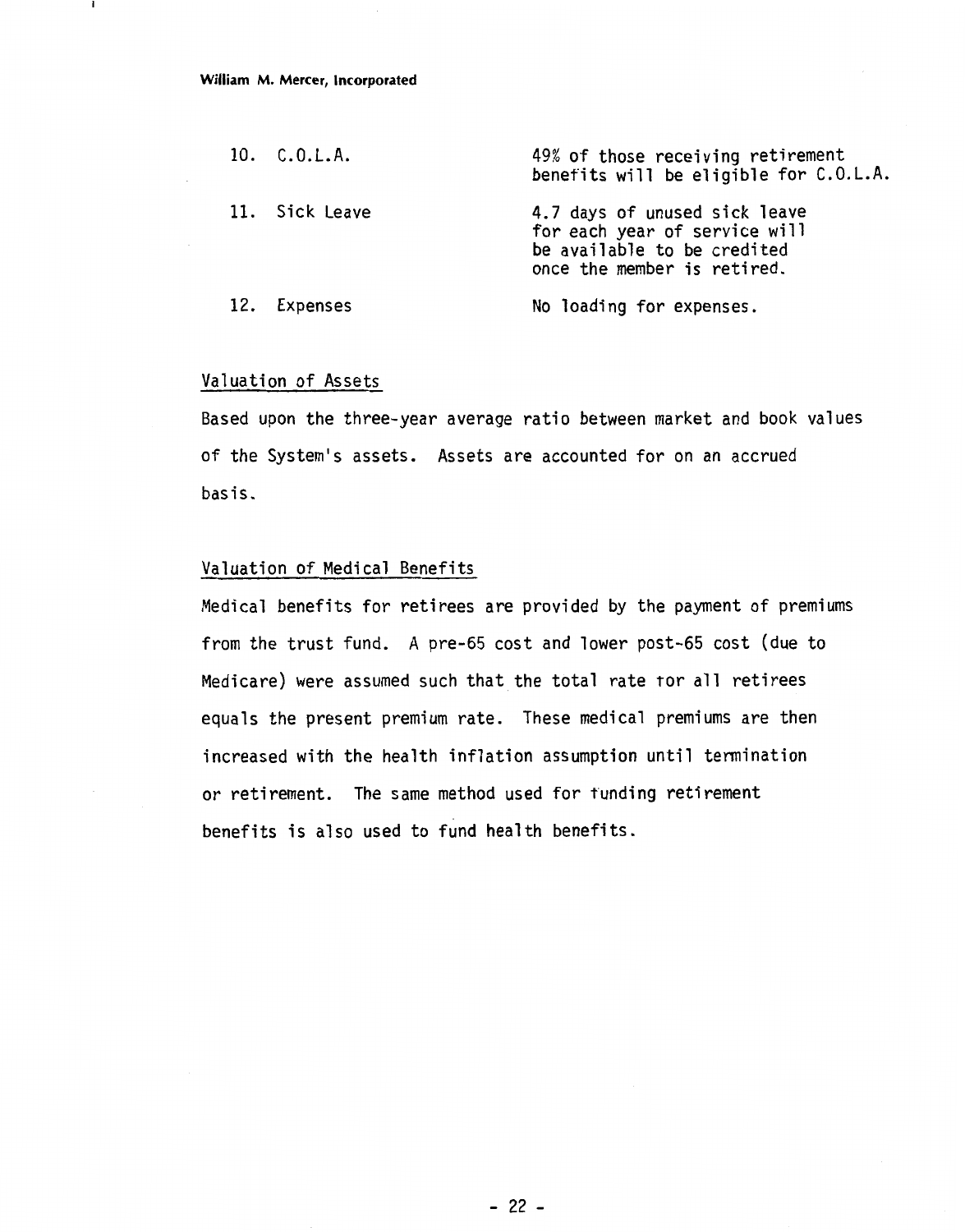| | |
|---|---|
| 10. C.O.L.A. | 49% of those receiving retirement benefits will be eligible for C.O.L.A. |
| 11. Sick Leave | 4.7 days of unused sick leave for each year of service will be available to be credited once the member is retired. |
| 12. Expenses | No loading for expenses. |

Valuation of Assets

Based upon the three-year average ratio between market and book values of the System's assets. Assets are accounted for on an accrued basis.

Valuation of Medical Benefits

Medical benefits for retirees are provided by the payment of premiums from the trust fund. A pre-65 cost and lower post-65 cost (due to Medicare) were assumed such that the total rate for all retirees equals the present premium rate. These medical premiums are then increased with the health inflation assumption until termination or retirement. The same method used for funding retirement benefits is also used to fund health benefits.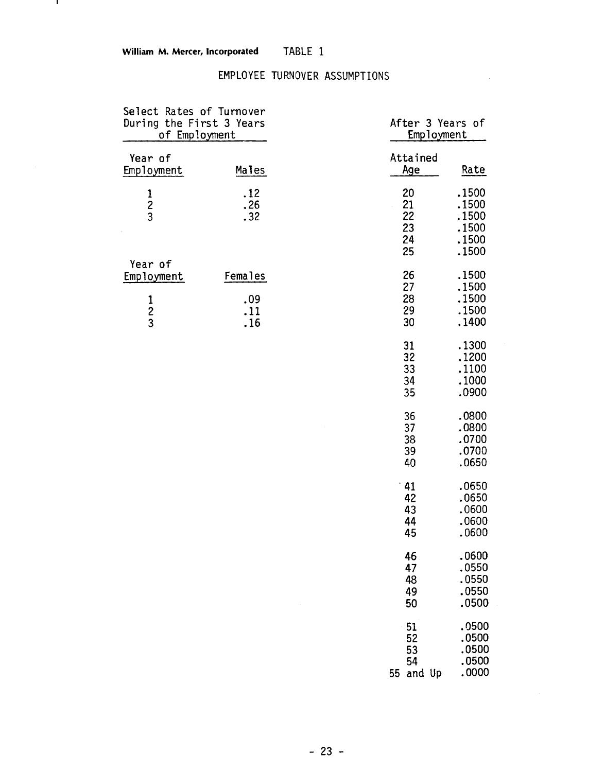William M. Mercer, Incorporated

# TABLE 1

## EMPLOYEE TURNOVER ASSUMPTIONS

### Select Rates of Turnover During the First 3 Years of Employment

| Year of Employment | Males |
|---|---|
| 1 | .12 |
| 2 | .26 |
| 3 | .32 |

| Year of Employment | Females |
|---|---|
| 1 | .09 |
| 2 | .11 |
| 3 | .16 |

### After 3 Years of Employment

| Attained Age | Rate |
|---|---|
| 20 | .1500 |
| 21 | .1500 |
| 22 | .1500 |
| 23 | .1500 |
| 24 | .1500 |
| 25 | .1500 |
| 26 | .1500 |
| 27 | .1500 |
| 28 | .1500 |
| 29 | .1500 |
| 30 | .1400 |
| 31 | .1300 |
| 32 | .1200 |
| 33 | .1100 |
| 34 | .1000 |
| 35 | .0900 |
| 36 | .0800 |
| 37 | .0800 |
| 38 | .0700 |
| 39 | .0700 |
| 40 | .0650 |
| 41 | .0650 |
| 42 | .0650 |
| 43 | .0600 |
| 44 | .0600 |
| 45 | .0600 |
| 46 | .0600 |
| 47 | .0550 |
| 48 | .0550 |
| 49 | .0550 |
| 50 | .0500 |
| 51 | .0500 |
| 52 | .0500 |
| 53 | .0500 |
| 54 | .0500 |
| 55 and Up | .0000 |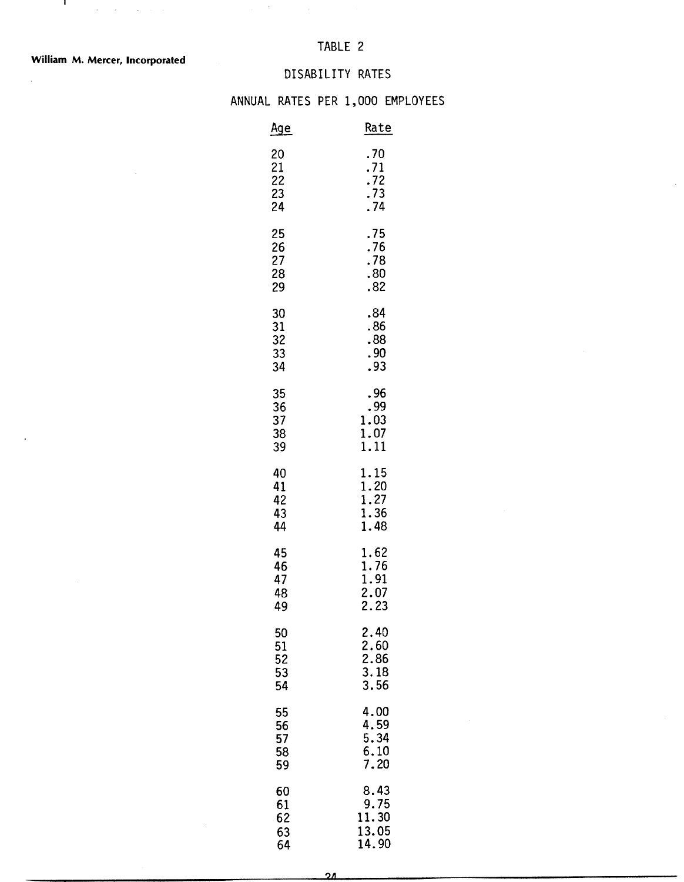William M. Mercer, Incorporated

# TABLE 2

## DISABILITY RATES

### ANNUAL RATES PER 1,000 EMPLOYEES

| Age | Rate |
|---|---|
| 20 | .70 |
| 21 | .71 |
| 22 | .72 |
| 23 | .73 |
| 24 | .74 |
| 25 | .75 |
| 26 | .76 |
| 27 | .78 |
| 28 | .80 |
| 29 | .82 |
| 30 | .84 |
| 31 | .86 |
| 32 | .88 |
| 33 | .90 |
| 34 | .93 |
| 35 | .96 |
| 36 | .99 |
| 37 | 1.03 |
| 38 | 1.07 |
| 39 | 1.11 |
| 40 | 1.15 |
| 41 | 1.20 |
| 42 | 1.27 |
| 43 | 1.36 |
| 44 | 1.48 |
| 45 | 1.62 |
| 46 | 1.76 |
| 47 | 1.91 |
| 48 | 2.07 |
| 49 | 2.23 |
| 50 | 2.40 |
| 51 | 2.60 |
| 52 | 2.86 |
| 53 | 3.18 |
| 54 | 3.56 |
| 55 | 4.00 |
| 56 | 4.59 |
| 57 | 5.34 |
| 58 | 6.10 |
| 59 | 7.20 |
| 60 | 8.43 |
| 61 | 9.75 |
| 62 | 11.30 |
| 63 | 13.05 |
| 64 | 14.90 |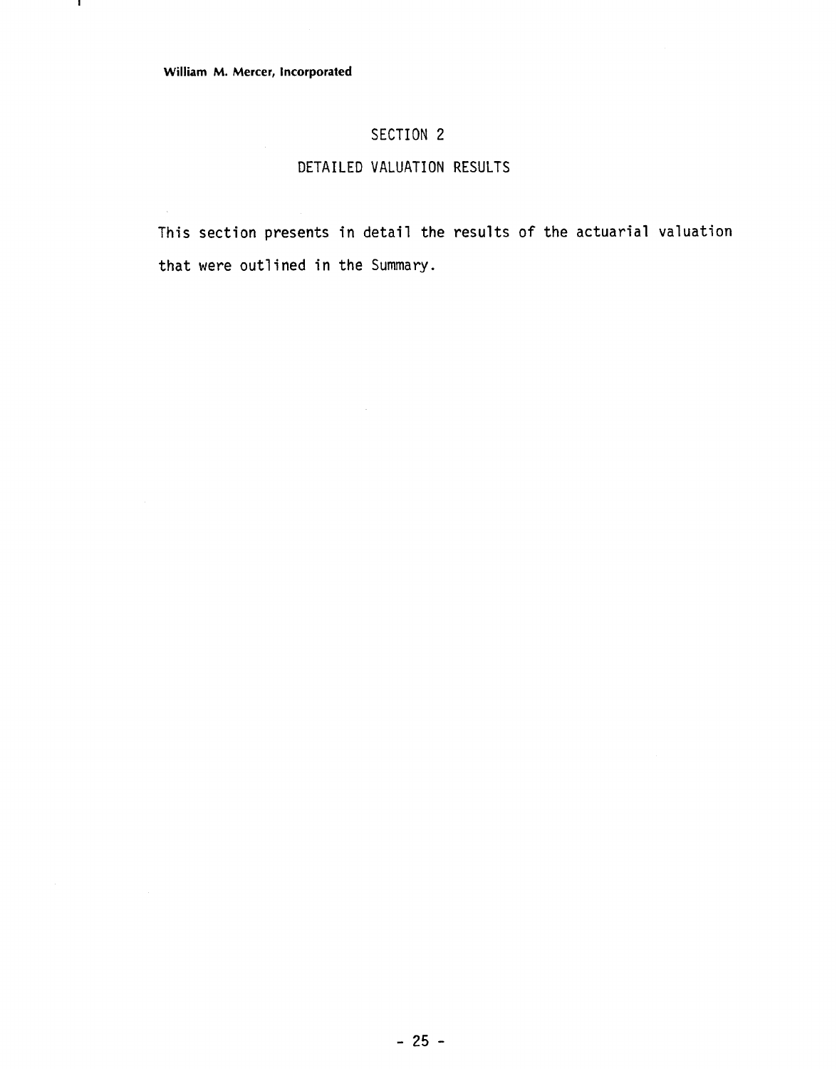# SECTION 2

## DETAILED VALUATION RESULTS

This section presents in detail the results of the actuarial valuation that were outlined in the Summary.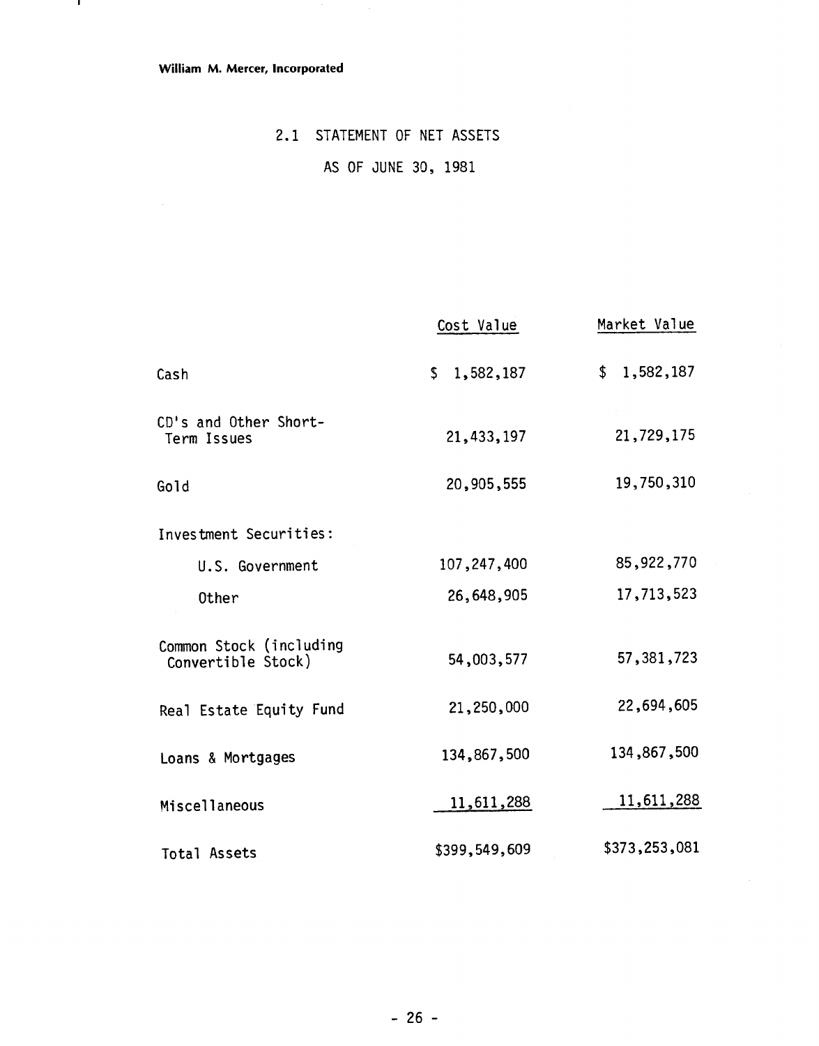William M. Mercer, Incorporated

## 2.1 STATEMENT OF NET ASSETS

### AS OF JUNE 30, 1981

| | Cost Value | Market Value |
|---|---|---|
| Cash | $ 1,582,187 | $ 1,582,187 |
| CD's and Other Short-Term Issues | 21,433,197 | 21,729,175 |
| Gold | 20,905,555 | 19,750,310 |
| Investment Securities: | | |
| U.S. Government | 107,247,400 | 85,922,770 |
| Other | 26,648,905 | 17,713,523 |
| Common Stock (including Convertible Stock) | 54,003,577 | 57,381,723 |
| Real Estate Equity Fund | 21,250,000 | 22,694,605 |
| Loans & Mortgages | 134,867,500 | 134,867,500 |
| Miscellaneous | 11,611,288 | 11,611,288 |
| Total Assets | $399,549,609 | $373,253,081 |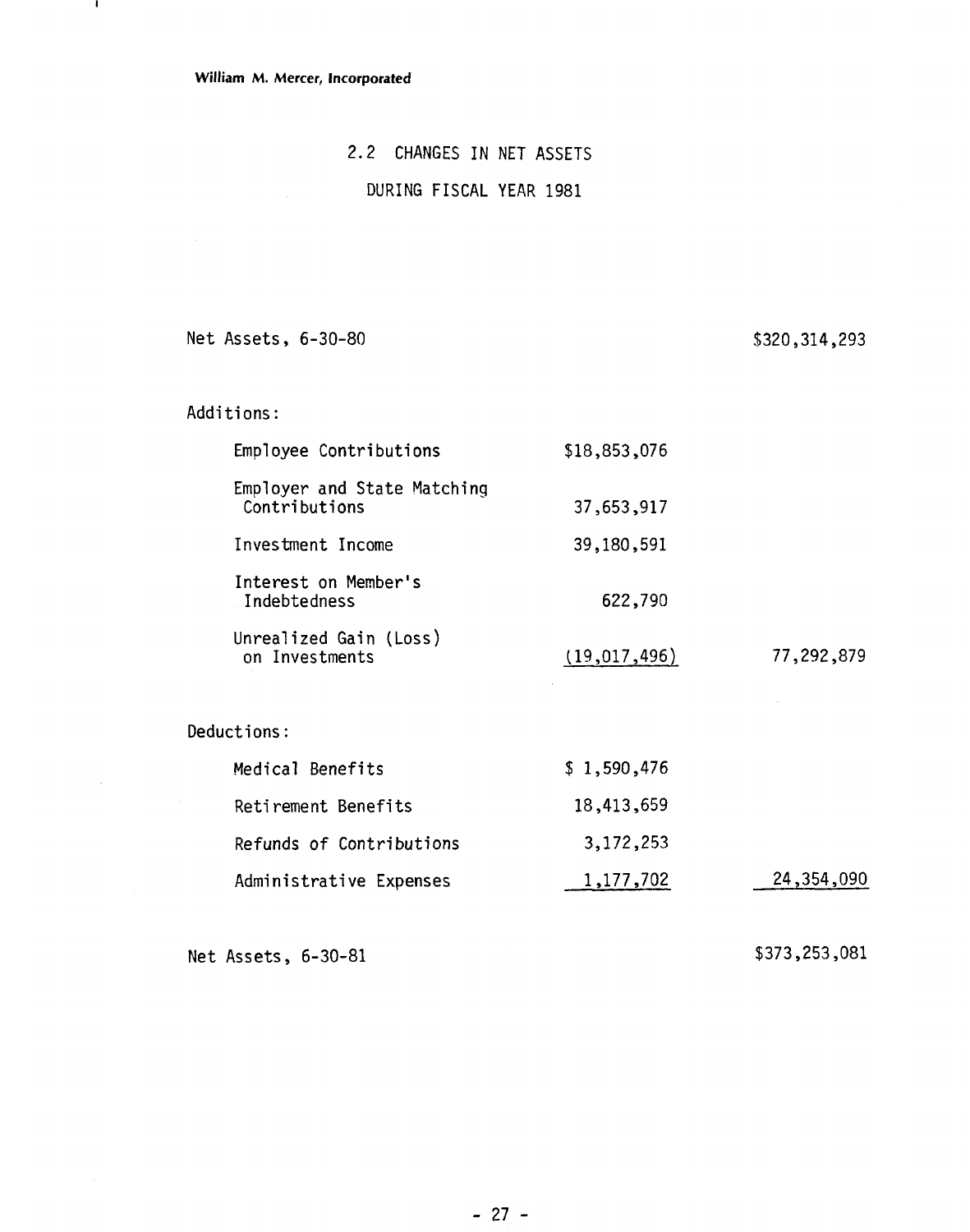William M. Mercer, Incorporated

## 2.2 CHANGES IN NET ASSETS DURING FISCAL YEAR 1981

| | | |
|---|---|---|
| Net Assets, 6-30-80 | | $320,314,293 |
| **Additions:** | | |
| Employee Contributions | $18,853,076 | |
| Employer and State Matching Contributions | 37,653,917 | |
| Investment Income | 39,180,591 | |
| Interest on Member's Indebtedness | 622,790 | |
| Unrealized Gain (Loss) on Investments | (19,017,496) | 77,292,879 |
| **Deductions:** | | |
| Medical Benefits | $ 1,590,476 | |
| Retirement Benefits | 18,413,659 | |
| Refunds of Contributions | 3,172,253 | |
| Administrative Expenses | 1,177,702 | 24,354,090 |
| Net Assets, 6-30-81 | | $373,253,081 |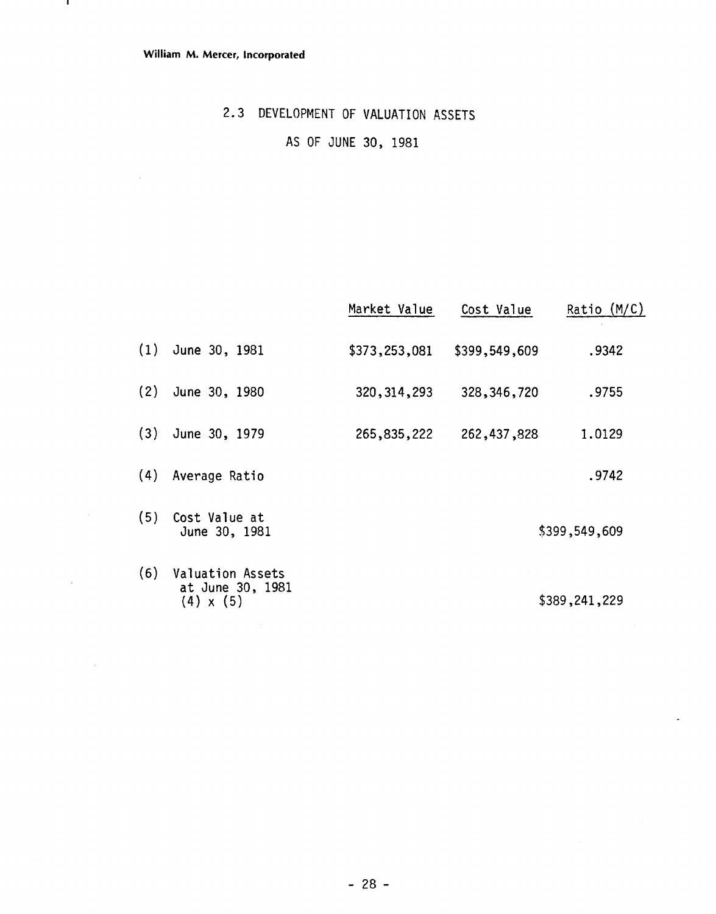William M. Mercer, Incorporated

## 2.3 DEVELOPMENT OF VALUATION ASSETS

### AS OF JUNE 30, 1981

| | | Market Value | Cost Value | Ratio (M/C) |
|---|---|---|---|---|
| (1) | June 30, 1981 | \$373,253,081 | \$399,549,609 | .9342 |
| (2) | June 30, 1980 | 320,314,293 | 328,346,720 | .9755 |
| (3) | June 30, 1979 | 265,835,222 | 262,437,828 | 1.0129 |
| (4) | Average Ratio | | | .9742 |
| (5) | Cost Value at June 30, 1981 | | | \$399,549,609 |
| (6) | Valuation Assets at June 30, 1981 (4) x (5) | | | \$389,241,229 |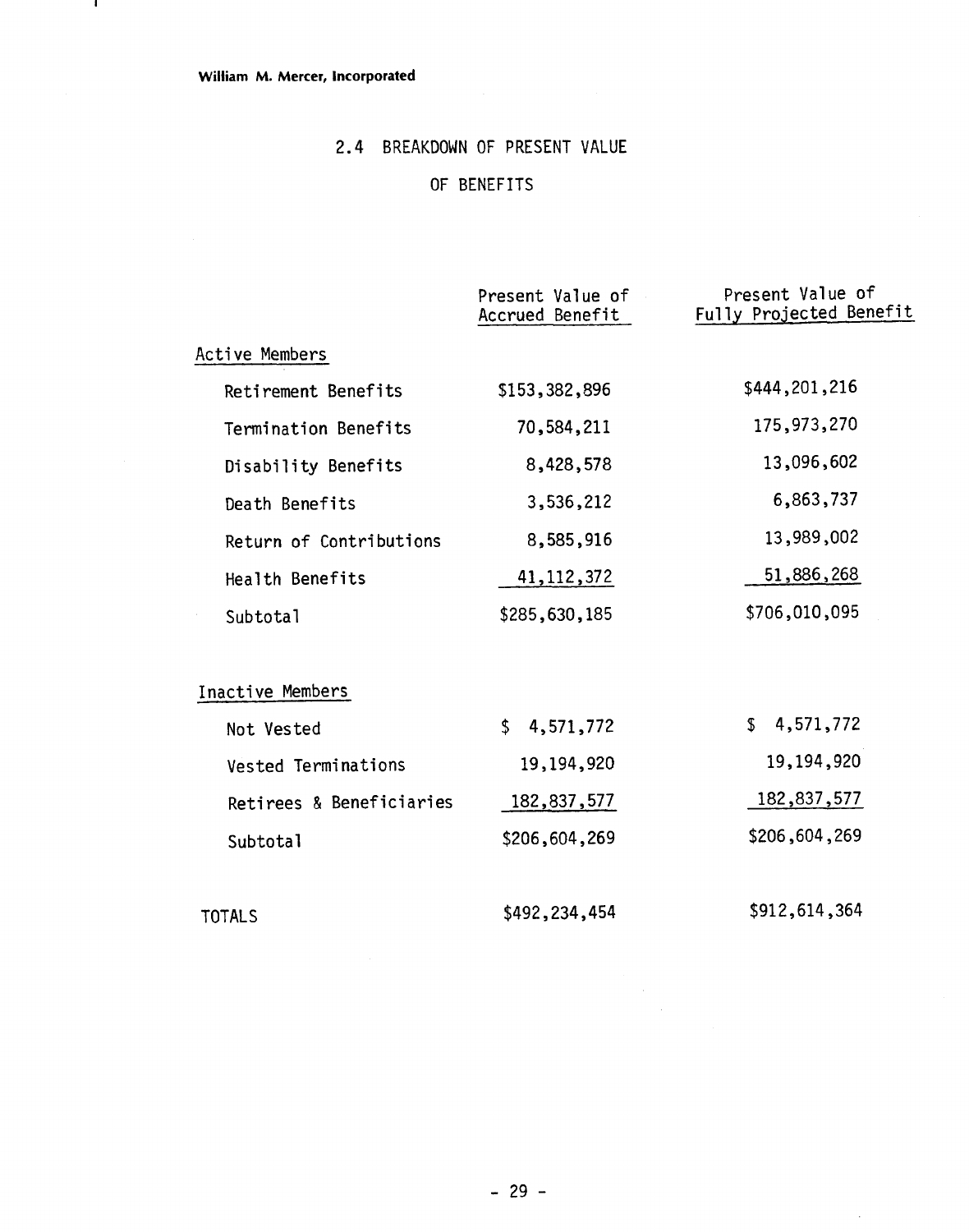William M. Mercer, Incorporated

## 2.4 BREAKDOWN OF PRESENT VALUE OF BENEFITS

| | Present Value of Accrued Benefit | Present Value of Fully Projected Benefit |
|---|---|---|
| **Active Members** | | |
| Retirement Benefits | $153,382,896 | $444,201,216 |
| Termination Benefits | 70,584,211 | 175,973,270 |
| Disability Benefits | 8,428,578 | 13,096,602 |
| Death Benefits | 3,536,212 | 6,863,737 |
| Return of Contributions | 8,585,916 | 13,989,002 |
| Health Benefits | 41,112,372 | 51,886,268 |
| Subtotal | $285,630,185 | $706,010,095 |
| **Inactive Members** | | |
| Not Vested | $ 4,571,772 | $ 4,571,772 |
| Vested Terminations | 19,194,920 | 19,194,920 |
| Retirees & Beneficiaries | 182,837,577 | 182,837,577 |
| Subtotal | $206,604,269 | $206,604,269 |
| TOTALS | $492,234,454 | $912,614,364 |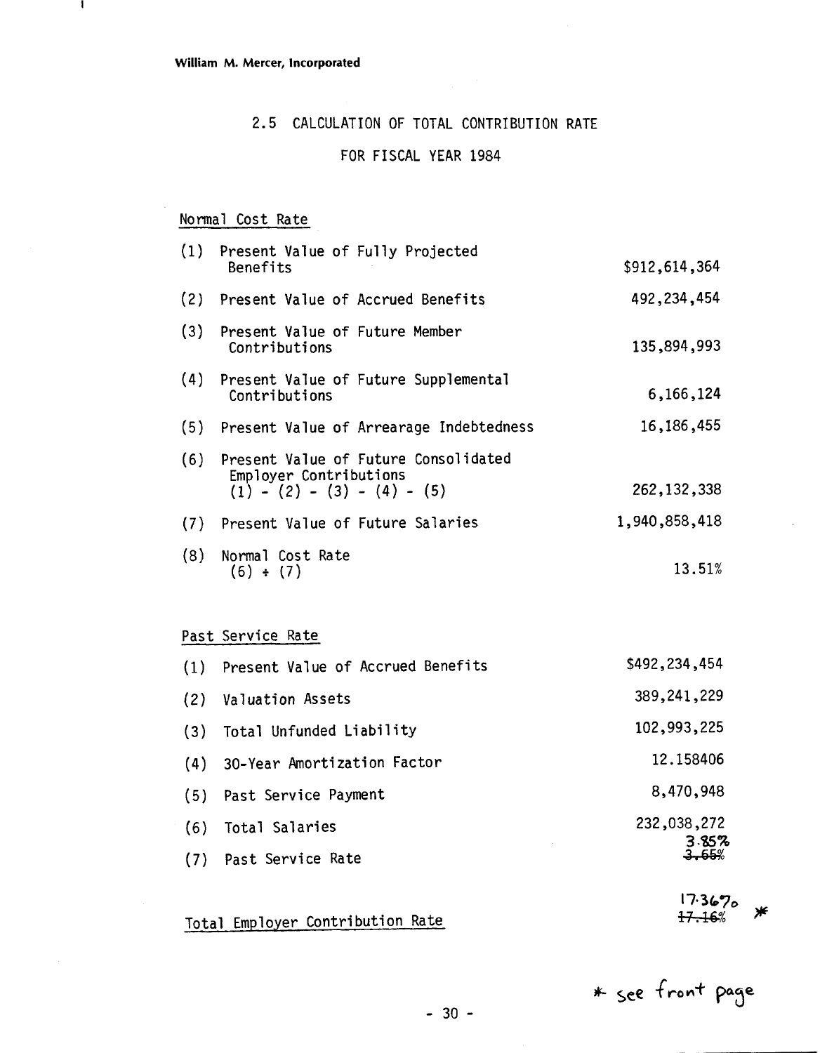William M. Mercer, Incorporated

## 2.5 CALCULATION OF TOTAL CONTRIBUTION RATE

## FOR FISCAL YEAR 1984

Normal Cost Rate

| | | |
|---|---|---|
| (1) | Present Value of Fully Projected Benefits | $912,614,364 |
| (2) | Present Value of Accrued Benefits | 492,234,454 |
| (3) | Present Value of Future Member Contributions | 135,894,993 |
| (4) | Present Value of Future Supplemental Contributions | 6,166,124 |
| (5) | Present Value of Arrearage Indebtedness | 16,186,455 |
| (6) | Present Value of Future Consolidated Employer Contributions (1) - (2) - (3) - (4) - (5) | 262,132,338 |
| (7) | Present Value of Future Salaries | 1,940,858,418 |
| (8) | Normal Cost Rate (6) ÷ (7) | 13.51% |

Past Service Rate

| | | |
|---|---|---|
| (1) | Present Value of Accrued Benefits | $492,234,454 |
| (2) | Valuation Assets | 389,241,229 |
| (3) | Total Unfunded Liability | 102,993,225 |
| (4) | 30-Year Amortization Factor | 12.158406 |
| (5) | Past Service Payment | 8,470,948 |
| (6) | Total Salaries | 232,038,272 |
| (7) | Past Service Rate | 3.85% ~~3.65%~~ |

Total Employer Contribution Rate — 17.36% ~~17.16%~~ *

* see front page